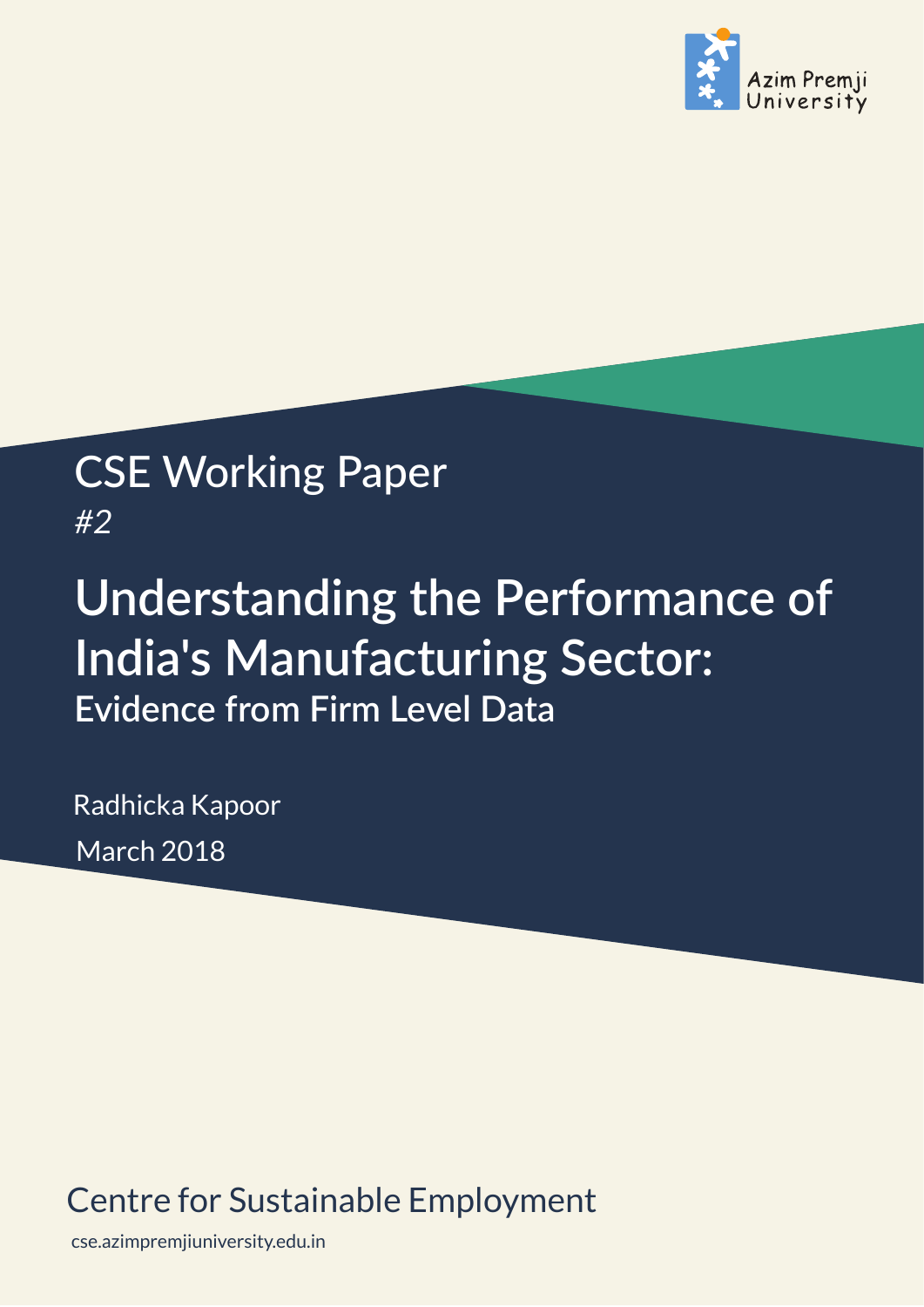Azim Premji University

CSE Working Paper
*#2*

# Understanding the Performance of India's Manufacturing Sector:

## Evidence from Firm Level Data

Radhicka Kapoor

March 2018

Centre for Sustainable Employment

cse.azimpremjiuniversity.edu.in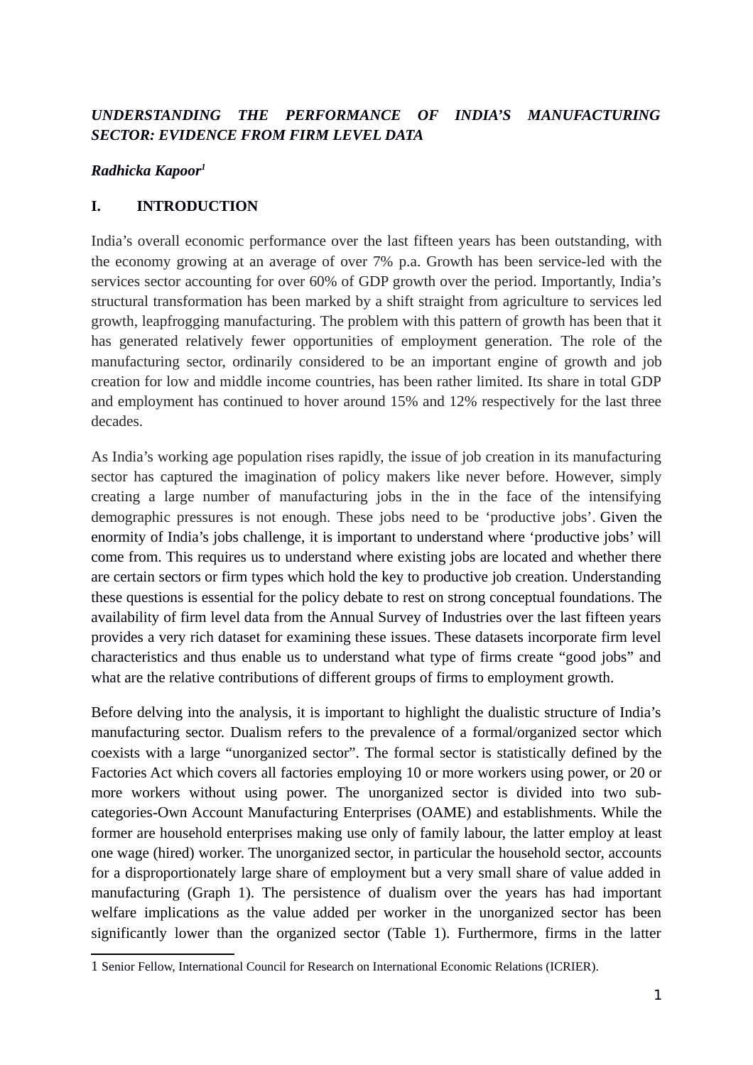***UNDERSTANDING THE PERFORMANCE OF INDIA'S MANUFACTURING SECTOR: EVIDENCE FROM FIRM LEVEL DATA***

***Radhicka Kapoor*[1]**

## I. INTRODUCTION

India's overall economic performance over the last fifteen years has been outstanding, with the economy growing at an average of over 7% p.a. Growth has been service-led with the services sector accounting for over 60% of GDP growth over the period. Importantly, India's structural transformation has been marked by a shift straight from agriculture to services led growth, leapfrogging manufacturing. The problem with this pattern of growth has been that it has generated relatively fewer opportunities of employment generation. The role of the manufacturing sector, ordinarily considered to be an important engine of growth and job creation for low and middle income countries, has been rather limited. Its share in total GDP and employment has continued to hover around 15% and 12% respectively for the last three decades.

As India's working age population rises rapidly, the issue of job creation in its manufacturing sector has captured the imagination of policy makers like never before. However, simply creating a large number of manufacturing jobs in the in the face of the intensifying demographic pressures is not enough. These jobs need to be 'productive jobs'. Given the enormity of India's jobs challenge, it is important to understand where 'productive jobs' will come from. This requires us to understand where existing jobs are located and whether there are certain sectors or firm types which hold the key to productive job creation. Understanding these questions is essential for the policy debate to rest on strong conceptual foundations. The availability of firm level data from the Annual Survey of Industries over the last fifteen years provides a very rich dataset for examining these issues. These datasets incorporate firm level characteristics and thus enable us to understand what type of firms create "good jobs" and what are the relative contributions of different groups of firms to employment growth.

Before delving into the analysis, it is important to highlight the dualistic structure of India's manufacturing sector. Dualism refers to the prevalence of a formal/organized sector which coexists with a large "unorganized sector". The formal sector is statistically defined by the Factories Act which covers all factories employing 10 or more workers using power, or 20 or more workers without using power. The unorganized sector is divided into two sub-categories-Own Account Manufacturing Enterprises (OAME) and establishments. While the former are household enterprises making use only of family labour, the latter employ at least one wage (hired) worker. The unorganized sector, in particular the household sector, accounts for a disproportionately large share of employment but a very small share of value added in manufacturing (Graph 1). The persistence of dualism over the years has had important welfare implications as the value added per worker in the unorganized sector has been significantly lower than the organized sector (Table 1). Furthermore, firms in the latter

---

[1] Senior Fellow, International Council for Research on International Economic Relations (ICRIER).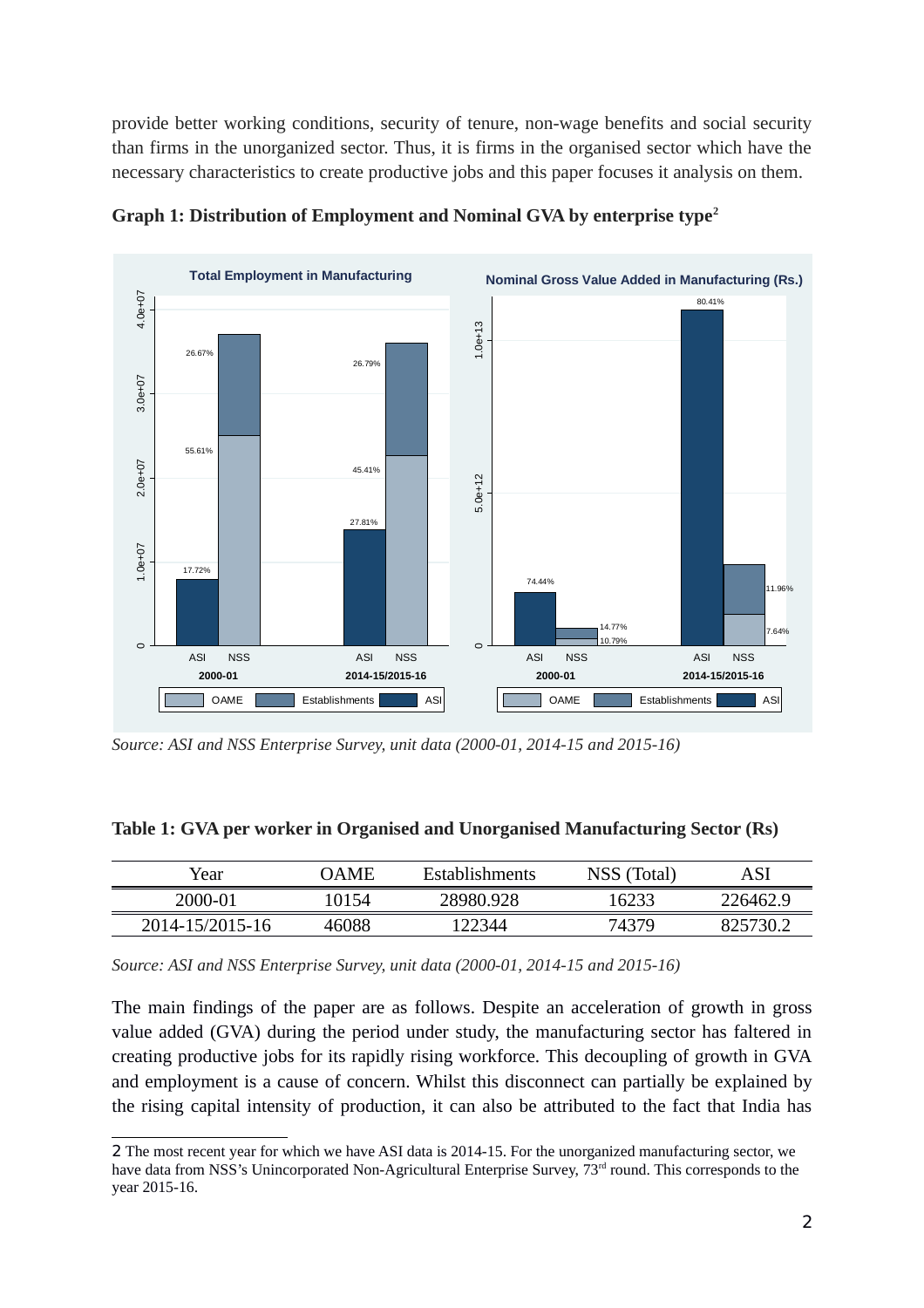provide better working conditions, security of tenure, non-wage benefits and social security than firms in the unorganized sector. Thus, it is firms in the organised sector which have the necessary characteristics to create productive jobs and this paper focuses it analysis on them.

**Graph 1: Distribution of Employment and Nominal GVA by enterprise type**[2]

*Source: ASI and NSS Enterprise Survey, unit data (2000-01, 2014-15 and 2015-16)*

**Table 1: GVA per worker in Organised and Unorganised Manufacturing Sector (Rs)**

| Year | OAME | Establishments | NSS (Total) | ASI |
|---|---|---|---|---|
| 2000-01 | 10154 | 28980.928 | 16233 | 226462.9 |
| 2014-15/2015-16 | 46088 | 122344 | 74379 | 825730.2 |

*Source: ASI and NSS Enterprise Survey, unit data (2000-01, 2014-15 and 2015-16)*

The main findings of the paper are as follows. Despite an acceleration of growth in gross value added (GVA) during the period under study, the manufacturing sector has faltered in creating productive jobs for its rapidly rising workforce. This decoupling of growth in GVA and employment is a cause of concern. Whilst this disconnect can partially be explained by the rising capital intensity of production, it can also be attributed to the fact that India has

2 The most recent year for which we have ASI data is 2014-15. For the unorganized manufacturing sector, we have data from NSS's Unincorporated Non-Agricultural Enterprise Survey, 73rd round. This corresponds to the year 2015-16.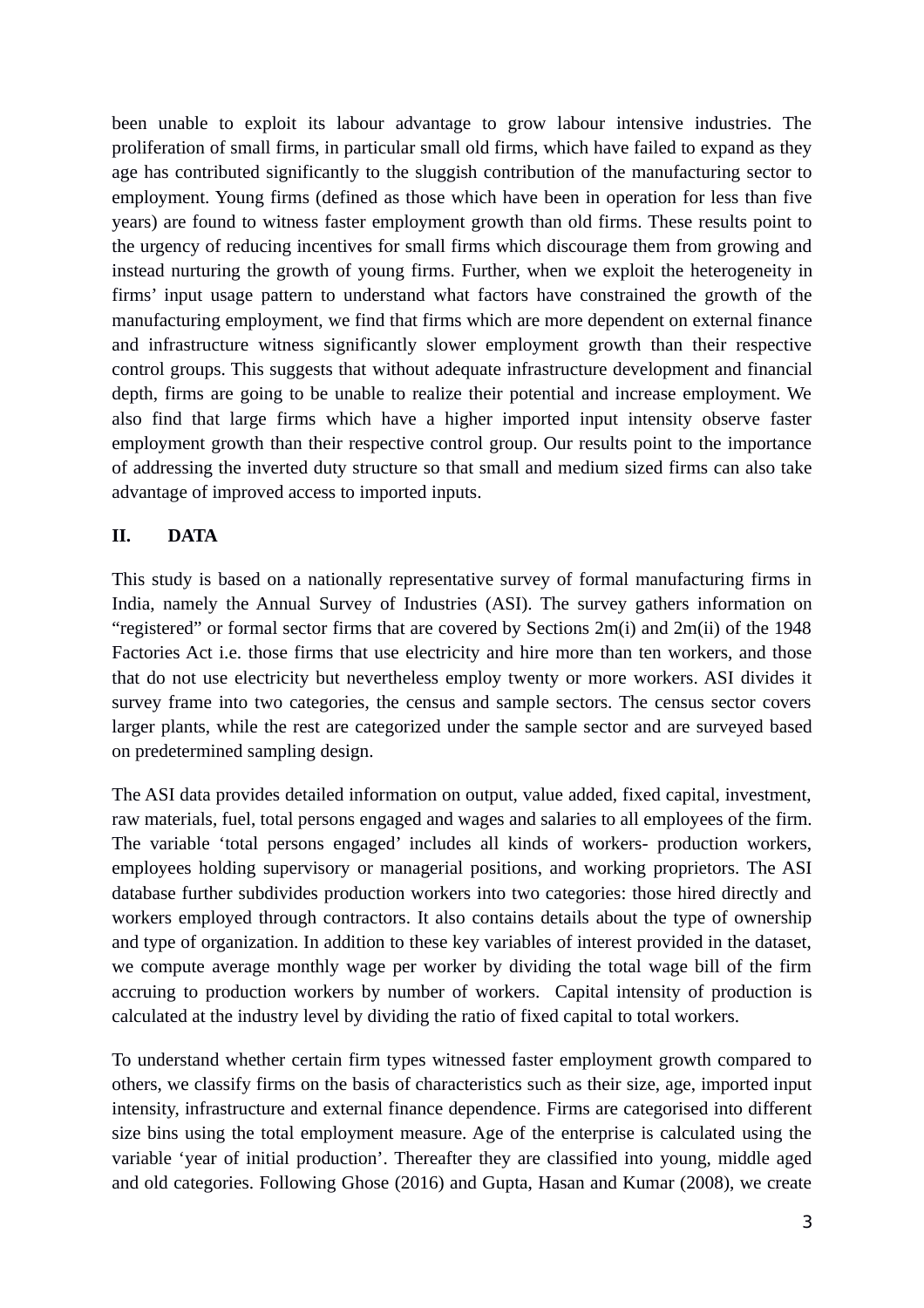been unable to exploit its labour advantage to grow labour intensive industries. The proliferation of small firms, in particular small old firms, which have failed to expand as they age has contributed significantly to the sluggish contribution of the manufacturing sector to employment. Young firms (defined as those which have been in operation for less than five years) are found to witness faster employment growth than old firms. These results point to the urgency of reducing incentives for small firms which discourage them from growing and instead nurturing the growth of young firms. Further, when we exploit the heterogeneity in firms' input usage pattern to understand what factors have constrained the growth of the manufacturing employment, we find that firms which are more dependent on external finance and infrastructure witness significantly slower employment growth than their respective control groups. This suggests that without adequate infrastructure development and financial depth, firms are going to be unable to realize their potential and increase employment. We also find that large firms which have a higher imported input intensity observe faster employment growth than their respective control group. Our results point to the importance of addressing the inverted duty structure so that small and medium sized firms can also take advantage of improved access to imported inputs.

## II. DATA

This study is based on a nationally representative survey of formal manufacturing firms in India, namely the Annual Survey of Industries (ASI). The survey gathers information on "registered" or formal sector firms that are covered by Sections 2m(i) and 2m(ii) of the 1948 Factories Act i.e. those firms that use electricity and hire more than ten workers, and those that do not use electricity but nevertheless employ twenty or more workers. ASI divides it survey frame into two categories, the census and sample sectors. The census sector covers larger plants, while the rest are categorized under the sample sector and are surveyed based on predetermined sampling design.

The ASI data provides detailed information on output, value added, fixed capital, investment, raw materials, fuel, total persons engaged and wages and salaries to all employees of the firm. The variable 'total persons engaged' includes all kinds of workers- production workers, employees holding supervisory or managerial positions, and working proprietors. The ASI database further subdivides production workers into two categories: those hired directly and workers employed through contractors. It also contains details about the type of ownership and type of organization. In addition to these key variables of interest provided in the dataset, we compute average monthly wage per worker by dividing the total wage bill of the firm accruing to production workers by number of workers. Capital intensity of production is calculated at the industry level by dividing the ratio of fixed capital to total workers.

To understand whether certain firm types witnessed faster employment growth compared to others, we classify firms on the basis of characteristics such as their size, age, imported input intensity, infrastructure and external finance dependence. Firms are categorised into different size bins using the total employment measure. Age of the enterprise is calculated using the variable 'year of initial production'. Thereafter they are classified into young, middle aged and old categories. Following Ghose (2016) and Gupta, Hasan and Kumar (2008), we create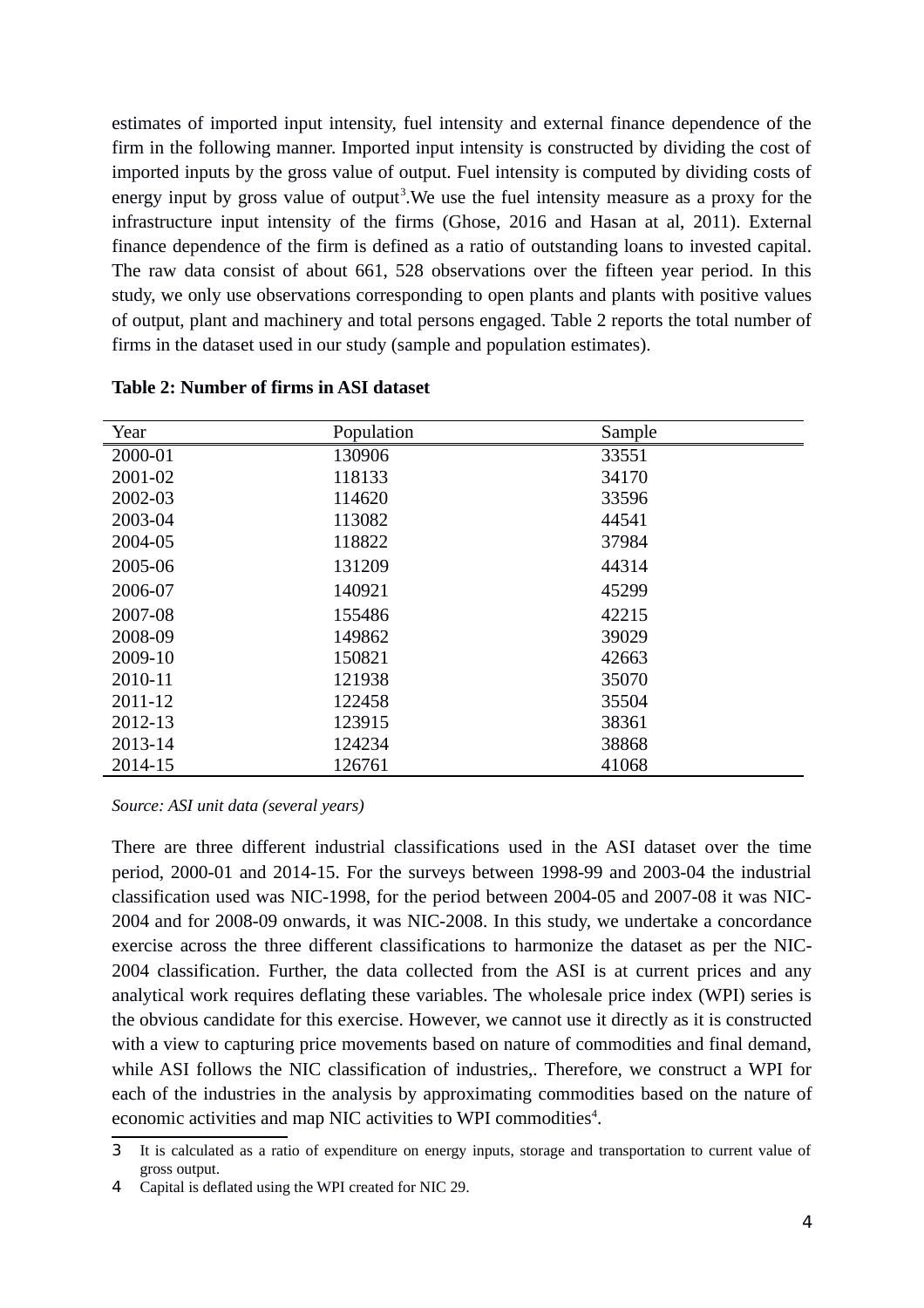estimates of imported input intensity, fuel intensity and external finance dependence of the firm in the following manner. Imported input intensity is constructed by dividing the cost of imported inputs by the gross value of output. Fuel intensity is computed by dividing costs of energy input by gross value of output[3].We use the fuel intensity measure as a proxy for the infrastructure input intensity of the firms (Ghose, 2016 and Hasan at al, 2011). External finance dependence of the firm is defined as a ratio of outstanding loans to invested capital. The raw data consist of about 661, 528 observations over the fifteen year period. In this study, we only use observations corresponding to open plants and plants with positive values of output, plant and machinery and total persons engaged. Table 2 reports the total number of firms in the dataset used in our study (sample and population estimates).

**Table 2: Number of firms in ASI dataset**

| Year | Population | Sample |
|---|---|---|
| 2000-01 | 130906 | 33551 |
| 2001-02 | 118133 | 34170 |
| 2002-03 | 114620 | 33596 |
| 2003-04 | 113082 | 44541 |
| 2004-05 | 118822 | 37984 |
| 2005-06 | 131209 | 44314 |
| 2006-07 | 140921 | 45299 |
| 2007-08 | 155486 | 42215 |
| 2008-09 | 149862 | 39029 |
| 2009-10 | 150821 | 42663 |
| 2010-11 | 121938 | 35070 |
| 2011-12 | 122458 | 35504 |
| 2012-13 | 123915 | 38361 |
| 2013-14 | 124234 | 38868 |
| 2014-15 | 126761 | 41068 |

*Source: ASI unit data (several years)*

There are three different industrial classifications used in the ASI dataset over the time period, 2000-01 and 2014-15. For the surveys between 1998-99 and 2003-04 the industrial classification used was NIC-1998, for the period between 2004-05 and 2007-08 it was NIC-2004 and for 2008-09 onwards, it was NIC-2008. In this study, we undertake a concordance exercise across the three different classifications to harmonize the dataset as per the NIC-2004 classification. Further, the data collected from the ASI is at current prices and any analytical work requires deflating these variables. The wholesale price index (WPI) series is the obvious candidate for this exercise. However, we cannot use it directly as it is constructed with a view to capturing price movements based on nature of commodities and final demand, while ASI follows the NIC classification of industries,. Therefore, we construct a WPI for each of the industries in the analysis by approximating commodities based on the nature of economic activities and map NIC activities to WPI commodities[4].

[3] It is calculated as a ratio of expenditure on energy inputs, storage and transportation to current value of gross output.

[4] Capital is deflated using the WPI created for NIC 29.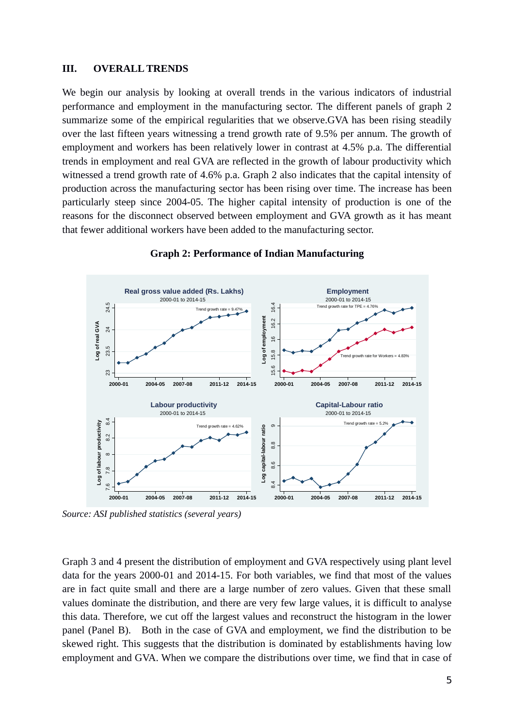### III. OVERALL TRENDS

We begin our analysis by looking at overall trends in the various indicators of industrial performance and employment in the manufacturing sector. The different panels of graph 2 summarize some of the empirical regularities that we observe.GVA has been rising steadily over the last fifteen years witnessing a trend growth rate of 9.5% per annum. The growth of employment and workers has been relatively lower in contrast at 4.5% p.a. The differential trends in employment and real GVA are reflected in the growth of labour productivity which witnessed a trend growth rate of 4.6% p.a. Graph 2 also indicates that the capital intensity of production across the manufacturing sector has been rising over time. The increase has been particularly steep since 2004-05. The higher capital intensity of production is one of the reasons for the disconnect observed between employment and GVA growth as it has meant that fewer additional workers have been added to the manufacturing sector.

**Graph 2: Performance of Indian Manufacturing**

*Source: ASI published statistics (several years)*

Graph 3 and 4 present the distribution of employment and GVA respectively using plant level data for the years 2000-01 and 2014-15. For both variables, we find that most of the values are in fact quite small and there are a large number of zero values. Given that these small values dominate the distribution, and there are very few large values, it is difficult to analyse this data. Therefore, we cut off the largest values and reconstruct the histogram in the lower panel (Panel B). Both in the case of GVA and employment, we find the distribution to be skewed right. This suggests that the distribution is dominated by establishments having low employment and GVA. When we compare the distributions over time, we find that in case of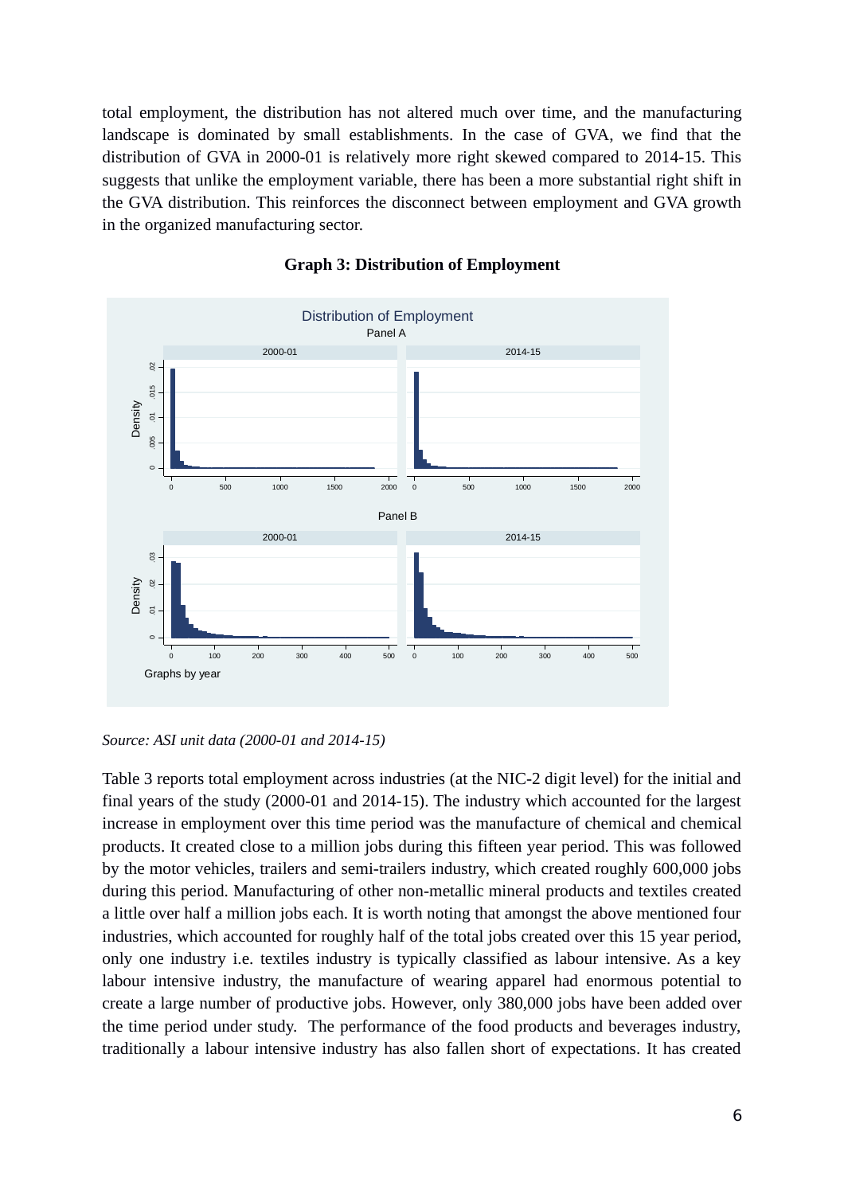total employment, the distribution has not altered much over time, and the manufacturing landscape is dominated by small establishments. In the case of GVA, we find that the distribution of GVA in 2000-01 is relatively more right skewed compared to 2014-15. This suggests that unlike the employment variable, there has been a more substantial right shift in the GVA distribution. This reinforces the disconnect between employment and GVA growth in the organized manufacturing sector.

**Graph 3: Distribution of Employment**

*Source: ASI unit data (2000-01 and 2014-15)*

Table 3 reports total employment across industries (at the NIC-2 digit level) for the initial and final years of the study (2000-01 and 2014-15). The industry which accounted for the largest increase in employment over this time period was the manufacture of chemical and chemical products. It created close to a million jobs during this fifteen year period. This was followed by the motor vehicles, trailers and semi-trailers industry, which created roughly 600,000 jobs during this period. Manufacturing of other non-metallic mineral products and textiles created a little over half a million jobs each. It is worth noting that amongst the above mentioned four industries, which accounted for roughly half of the total jobs created over this 15 year period, only one industry i.e. textiles industry is typically classified as labour intensive. As a key labour intensive industry, the manufacture of wearing apparel had enormous potential to create a large number of productive jobs. However, only 380,000 jobs have been added over the time period under study. The performance of the food products and beverages industry, traditionally a labour intensive industry has also fallen short of expectations. It has created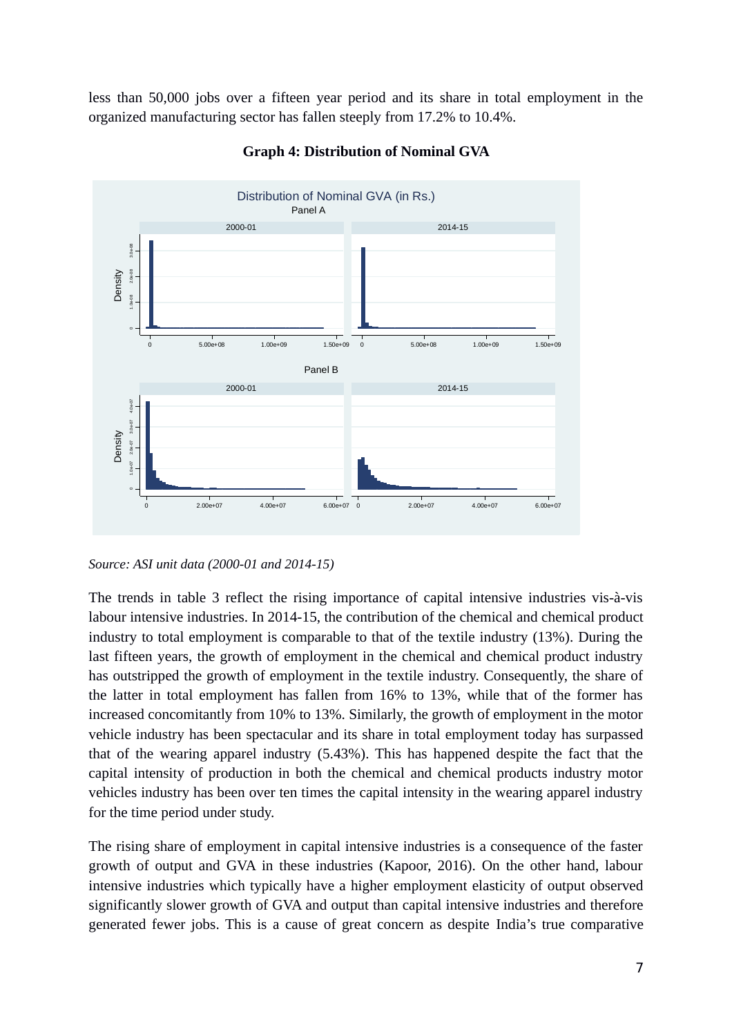less than 50,000 jobs over a fifteen year period and its share in total employment in the organized manufacturing sector has fallen steeply from 17.2% to 10.4%.

**Graph 4: Distribution of Nominal GVA**

*Source: ASI unit data (2000-01 and 2014-15)*

The trends in table 3 reflect the rising importance of capital intensive industries vis-à-vis labour intensive industries. In 2014-15, the contribution of the chemical and chemical product industry to total employment is comparable to that of the textile industry (13%). During the last fifteen years, the growth of employment in the chemical and chemical product industry has outstripped the growth of employment in the textile industry. Consequently, the share of the latter in total employment has fallen from 16% to 13%, while that of the former has increased concomitantly from 10% to 13%. Similarly, the growth of employment in the motor vehicle industry has been spectacular and its share in total employment today has surpassed that of the wearing apparel industry (5.43%). This has happened despite the fact that the capital intensity of production in both the chemical and chemical products industry motor vehicles industry has been over ten times the capital intensity in the wearing apparel industry for the time period under study.

The rising share of employment in capital intensive industries is a consequence of the faster growth of output and GVA in these industries (Kapoor, 2016). On the other hand, labour intensive industries which typically have a higher employment elasticity of output observed significantly slower growth of GVA and output than capital intensive industries and therefore generated fewer jobs. This is a cause of great concern as despite India's true comparative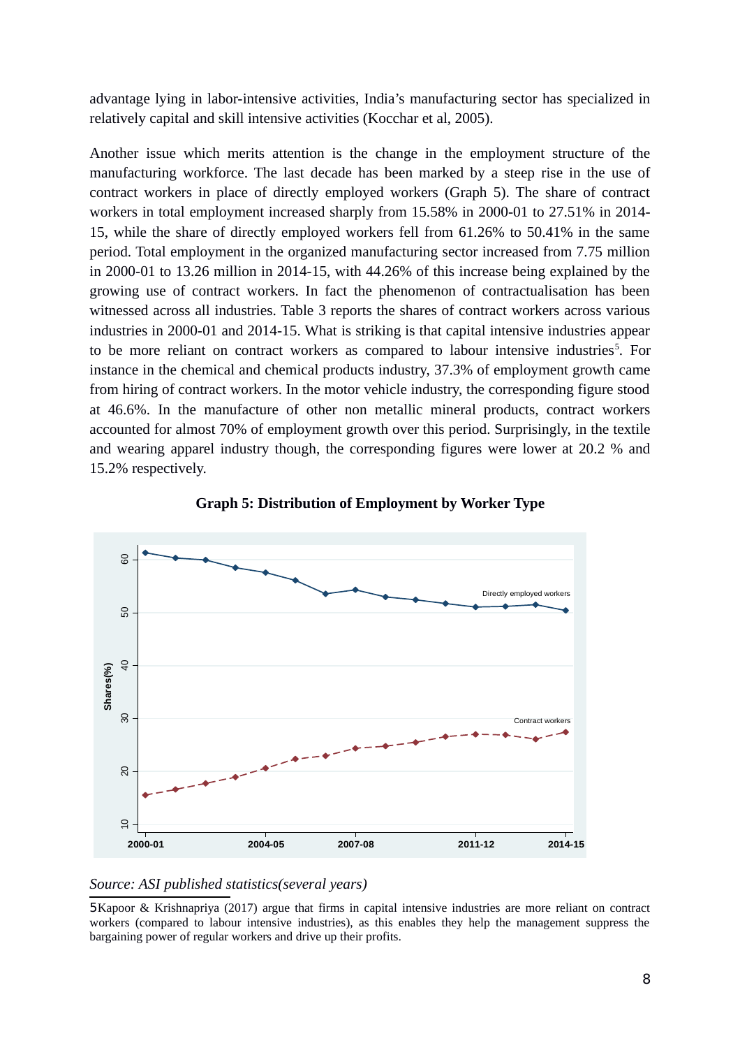advantage lying in labor-intensive activities, India's manufacturing sector has specialized in relatively capital and skill intensive activities (Kocchar et al, 2005).

Another issue which merits attention is the change in the employment structure of the manufacturing workforce. The last decade has been marked by a steep rise in the use of contract workers in place of directly employed workers (Graph 5). The share of contract workers in total employment increased sharply from 15.58% in 2000-01 to 27.51% in 2014-15, while the share of directly employed workers fell from 61.26% to 50.41% in the same period. Total employment in the organized manufacturing sector increased from 7.75 million in 2000-01 to 13.26 million in 2014-15, with 44.26% of this increase being explained by the growing use of contract workers. In fact the phenomenon of contractualisation has been witnessed across all industries. Table 3 reports the shares of contract workers across various industries in 2000-01 and 2014-15. What is striking is that capital intensive industries appear to be more reliant on contract workers as compared to labour intensive industries[5]. For instance in the chemical and chemical products industry, 37.3% of employment growth came from hiring of contract workers. In the motor vehicle industry, the corresponding figure stood at 46.6%. In the manufacture of other non metallic mineral products, contract workers accounted for almost 70% of employment growth over this period. Surprisingly, in the textile and wearing apparel industry though, the corresponding figures were lower at 20.2 % and 15.2% respectively.

**Graph 5: Distribution of Employment by Worker Type**

*Source: ASI published statistics(several years)*

5Kapoor & Krishnapriya (2017) argue that firms in capital intensive industries are more reliant on contract workers (compared to labour intensive industries), as this enables they help the management suppress the bargaining power of regular workers and drive up their profits.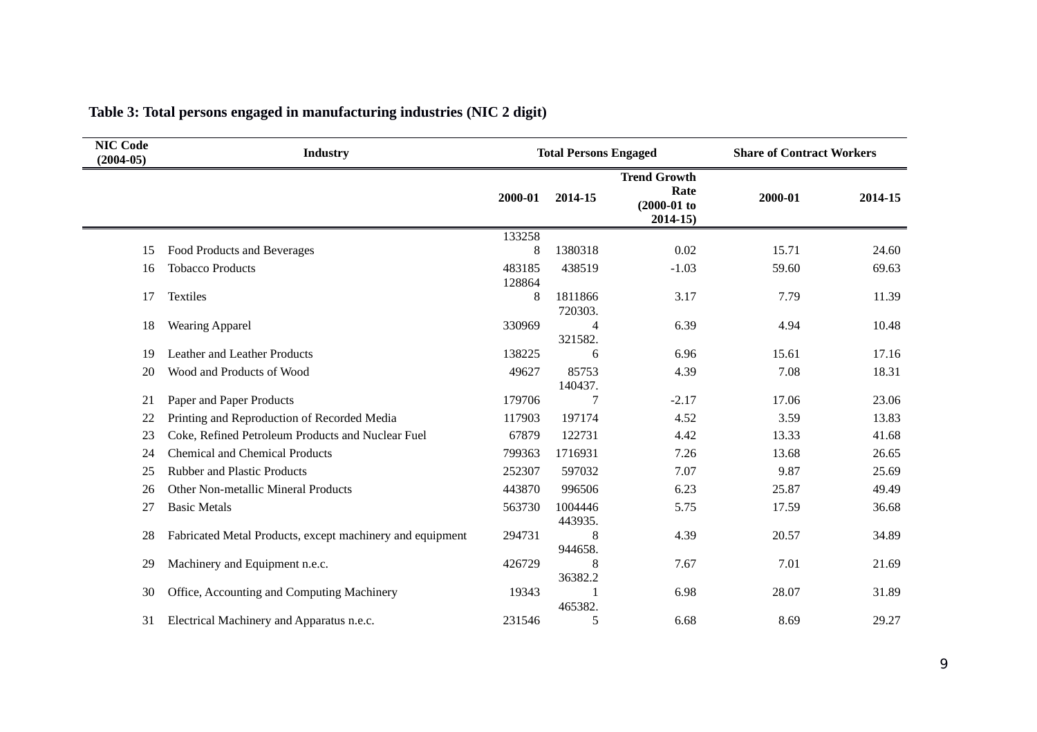**Table 3: Total persons engaged in manufacturing industries (NIC 2 digit)**

| NIC Code (2004-05) | Industry | Total Persons Engaged | | | Share of Contract Workers | |
|---|---|---|---|---|---|---|
| | | 2000-01 | 2014-15 | Trend Growth Rate (2000-01 to 2014-15) | 2000-01 | 2014-15 |
| 15 | Food Products and Beverages | 1332588 | 1380318 | 0.02 | 15.71 | 24.60 |
| 16 | Tobacco Products | 483185 | 438519 | -1.03 | 59.60 | 69.63 |
| 17 | Textiles | 1288648 | 1811866 | 3.17 | 7.79 | 11.39 |
| 18 | Wearing Apparel | 330969 | 720303.4 | 6.39 | 4.94 | 10.48 |
| 19 | Leather and Leather Products | 138225 | 321582.6 | 6.96 | 15.61 | 17.16 |
| 20 | Wood and Products of Wood | 49627 | 85753 | 4.39 | 7.08 | 18.31 |
| 21 | Paper and Paper Products | 179706 | 140437.7 | -2.17 | 17.06 | 23.06 |
| 22 | Printing and Reproduction of Recorded Media | 117903 | 197174 | 4.52 | 3.59 | 13.83 |
| 23 | Coke, Refined Petroleum Products and Nuclear Fuel | 67879 | 122731 | 4.42 | 13.33 | 41.68 |
| 24 | Chemical and Chemical Products | 799363 | 1716931 | 7.26 | 13.68 | 26.65 |
| 25 | Rubber and Plastic Products | 252307 | 597032 | 7.07 | 9.87 | 25.69 |
| 26 | Other Non-metallic Mineral Products | 443870 | 996506 | 6.23 | 25.87 | 49.49 |
| 27 | Basic Metals | 563730 | 1004446 | 5.75 | 17.59 | 36.68 |
| 28 | Fabricated Metal Products, except machinery and equipment | 294731 | 443935.8 | 4.39 | 20.57 | 34.89 |
| 29 | Machinery and Equipment n.e.c. | 426729 | 944658.8 | 7.67 | 7.01 | 21.69 |
| 30 | Office, Accounting and Computing Machinery | 19343 | 36382.21 | 6.98 | 28.07 | 31.89 |
| 31 | Electrical Machinery and Apparatus n.e.c. | 231546 | 465382.5 | 6.68 | 8.69 | 29.27 |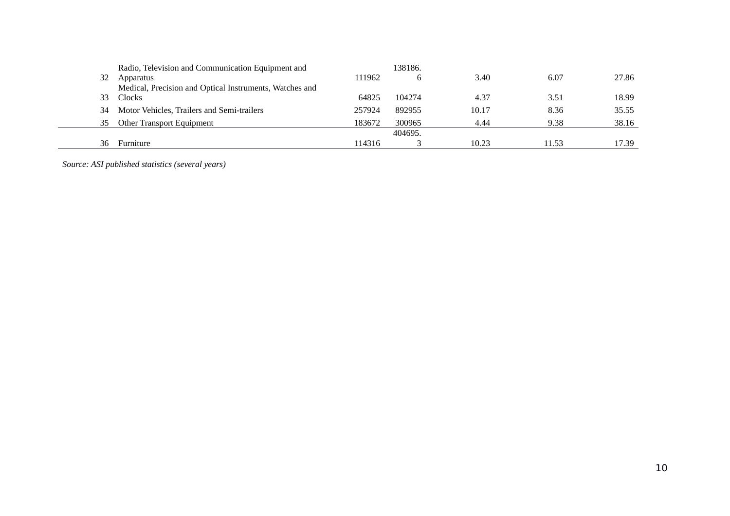| | | | | | | |
|---|---|---|---|---|---|---|
| 32 | Radio, Television and Communication Equipment and Apparatus | 111962 | 138186.6 | 3.40 | 6.07 | 27.86 |
| 33 | Medical, Precision and Optical Instruments, Watches and Clocks | 64825 | 104274 | 4.37 | 3.51 | 18.99 |
| 34 | Motor Vehicles, Trailers and Semi-trailers | 257924 | 892955 | 10.17 | 8.36 | 35.55 |
| 35 | Other Transport Equipment | 183672 | 300965 | 4.44 | 9.38 | 38.16 |
| 36 | Furniture | 114316 | 404695.3 | 10.23 | 11.53 | 17.39 |

*Source: ASI published statistics (several years)*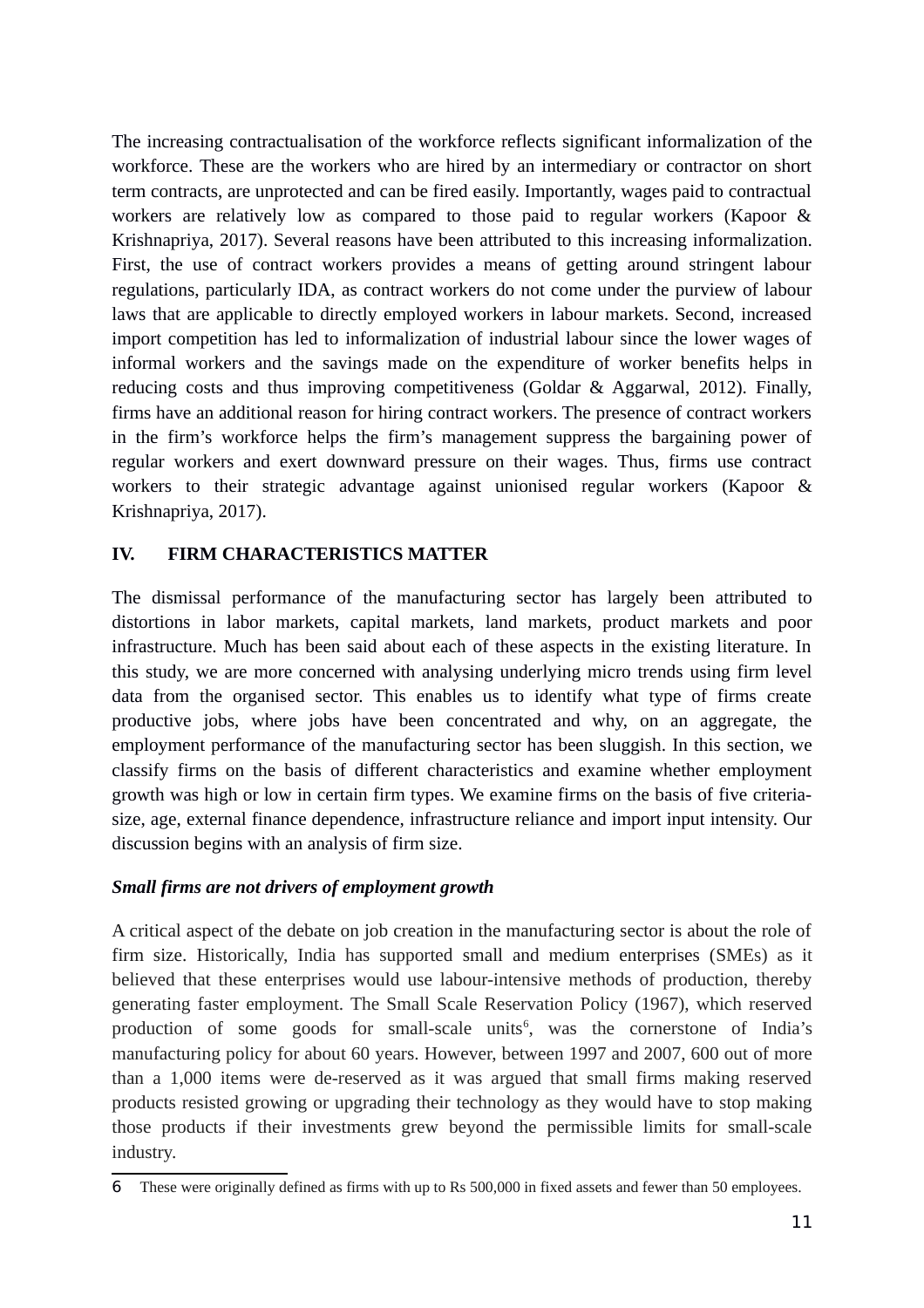The increasing contractualisation of the workforce reflects significant informalization of the workforce. These are the workers who are hired by an intermediary or contractor on short term contracts, are unprotected and can be fired easily. Importantly, wages paid to contractual workers are relatively low as compared to those paid to regular workers (Kapoor & Krishnapriya, 2017). Several reasons have been attributed to this increasing informalization. First, the use of contract workers provides a means of getting around stringent labour regulations, particularly IDA, as contract workers do not come under the purview of labour laws that are applicable to directly employed workers in labour markets. Second, increased import competition has led to informalization of industrial labour since the lower wages of informal workers and the savings made on the expenditure of worker benefits helps in reducing costs and thus improving competitiveness (Goldar & Aggarwal, 2012). Finally, firms have an additional reason for hiring contract workers. The presence of contract workers in the firm's workforce helps the firm's management suppress the bargaining power of regular workers and exert downward pressure on their wages. Thus, firms use contract workers to their strategic advantage against unionised regular workers (Kapoor & Krishnapriya, 2017).

## IV. FIRM CHARACTERISTICS MATTER

The dismissal performance of the manufacturing sector has largely been attributed to distortions in labor markets, capital markets, land markets, product markets and poor infrastructure. Much has been said about each of these aspects in the existing literature. In this study, we are more concerned with analysing underlying micro trends using firm level data from the organised sector. This enables us to identify what type of firms create productive jobs, where jobs have been concentrated and why, on an aggregate, the employment performance of the manufacturing sector has been sluggish. In this section, we classify firms on the basis of different characteristics and examine whether employment growth was high or low in certain firm types. We examine firms on the basis of five criteria-size, age, external finance dependence, infrastructure reliance and import input intensity. Our discussion begins with an analysis of firm size.

### *Small firms are not drivers of employment growth*

A critical aspect of the debate on job creation in the manufacturing sector is about the role of firm size. Historically, India has supported small and medium enterprises (SMEs) as it believed that these enterprises would use labour-intensive methods of production, thereby generating faster employment. The Small Scale Reservation Policy (1967), which reserved production of some goods for small-scale units[6], was the cornerstone of India's manufacturing policy for about 60 years. However, between 1997 and 2007, 600 out of more than a 1,000 items were de-reserved as it was argued that small firms making reserved products resisted growing or upgrading their technology as they would have to stop making those products if their investments grew beyond the permissible limits for small-scale industry.

6 These were originally defined as firms with up to Rs 500,000 in fixed assets and fewer than 50 employees.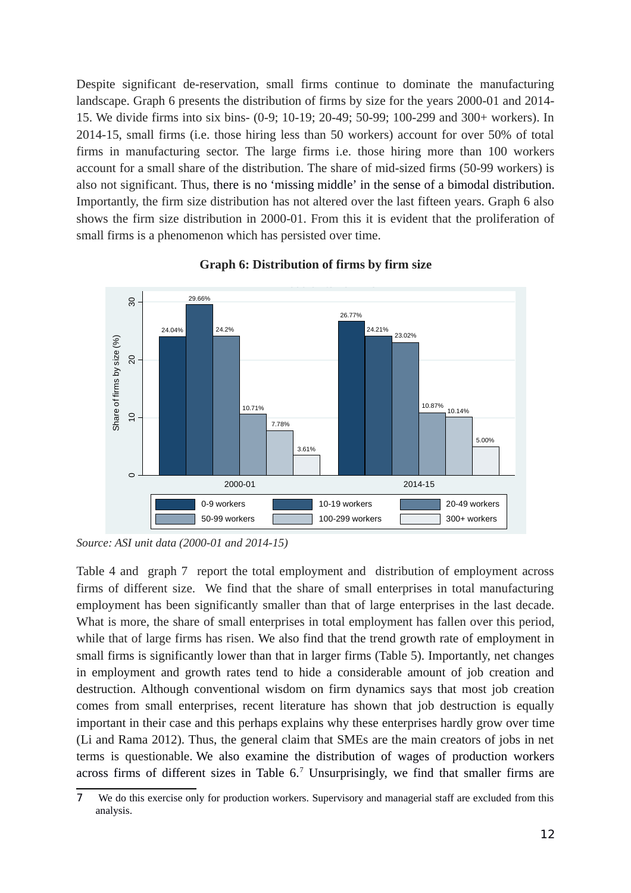Despite significant de-reservation, small firms continue to dominate the manufacturing landscape. Graph 6 presents the distribution of firms by size for the years 2000-01 and 2014-15. We divide firms into six bins- (0-9; 10-19; 20-49; 50-99; 100-299 and 300+ workers). In 2014-15, small firms (i.e. those hiring less than 50 workers) account for over 50% of total firms in manufacturing sector. The large firms i.e. those hiring more than 100 workers account for a small share of the distribution. The share of mid-sized firms (50-99 workers) is also not significant. Thus, there is no 'missing middle' in the sense of a bimodal distribution. Importantly, the firm size distribution has not altered over the last fifteen years. Graph 6 also shows the firm size distribution in 2000-01. From this it is evident that the proliferation of small firms is a phenomenon which has persisted over time.

**Graph 6: Distribution of firms by firm size**

| Share of firms by size (%) | 0-9 workers | 10-19 workers | 20-49 workers | 50-99 workers | 100-299 workers | 300+ workers |
|---|---|---|---|---|---|---|
| 2000-01 | 24.04% | 29.66% | 24.2% | 10.71% | 7.78% | 3.61% |
| 2014-15 | 26.77% | 24.21% | 23.02% | 10.87% | 10.14% | 5.00% |

*Source: ASI unit data (2000-01 and 2014-15)*

Table 4 and graph 7 report the total employment and distribution of employment across firms of different size. We find that the share of small enterprises in total manufacturing employment has been significantly smaller than that of large enterprises in the last decade. What is more, the share of small enterprises in total employment has fallen over this period, while that of large firms has risen. We also find that the trend growth rate of employment in small firms is significantly lower than that in larger firms (Table 5). Importantly, net changes in employment and growth rates tend to hide a considerable amount of job creation and destruction. Although conventional wisdom on firm dynamics says that most job creation comes from small enterprises, recent literature has shown that job destruction is equally important in their case and this perhaps explains why these enterprises hardly grow over time (Li and Rama 2012). Thus, the general claim that SMEs are the main creators of jobs in net terms is questionable. We also examine the distribution of wages of production workers across firms of different sizes in Table 6.[7] Unsurprisingly, we find that smaller firms are

7 We do this exercise only for production workers. Supervisory and managerial staff are excluded from this analysis.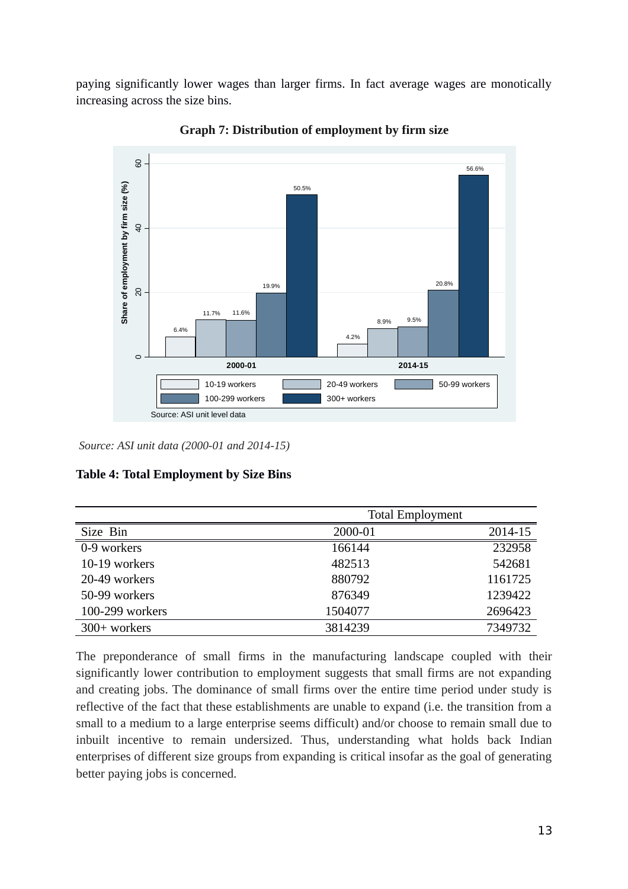paying significantly lower wages than larger firms. In fact average wages are monotically increasing across the size bins.

**Graph 7: Distribution of employment by firm size**

*Source: ASI unit data (2000-01 and 2014-15)*

**Table 4: Total Employment by Size Bins**

| | Total Employment | |
|---|---|---|
| Size Bin | 2000-01 | 2014-15 |
| 0-9 workers | 166144 | 232958 |
| 10-19 workers | 482513 | 542681 |
| 20-49 workers | 880792 | 1161725 |
| 50-99 workers | 876349 | 1239422 |
| 100-299 workers | 1504077 | 2696423 |
| 300+ workers | 3814239 | 7349732 |

The preponderance of small firms in the manufacturing landscape coupled with their significantly lower contribution to employment suggests that small firms are not expanding and creating jobs. The dominance of small firms over the entire time period under study is reflective of the fact that these establishments are unable to expand (i.e. the transition from a small to a medium to a large enterprise seems difficult) and/or choose to remain small due to inbuilt incentive to remain undersized. Thus, understanding what holds back Indian enterprises of different size groups from expanding is critical insofar as the goal of generating better paying jobs is concerned.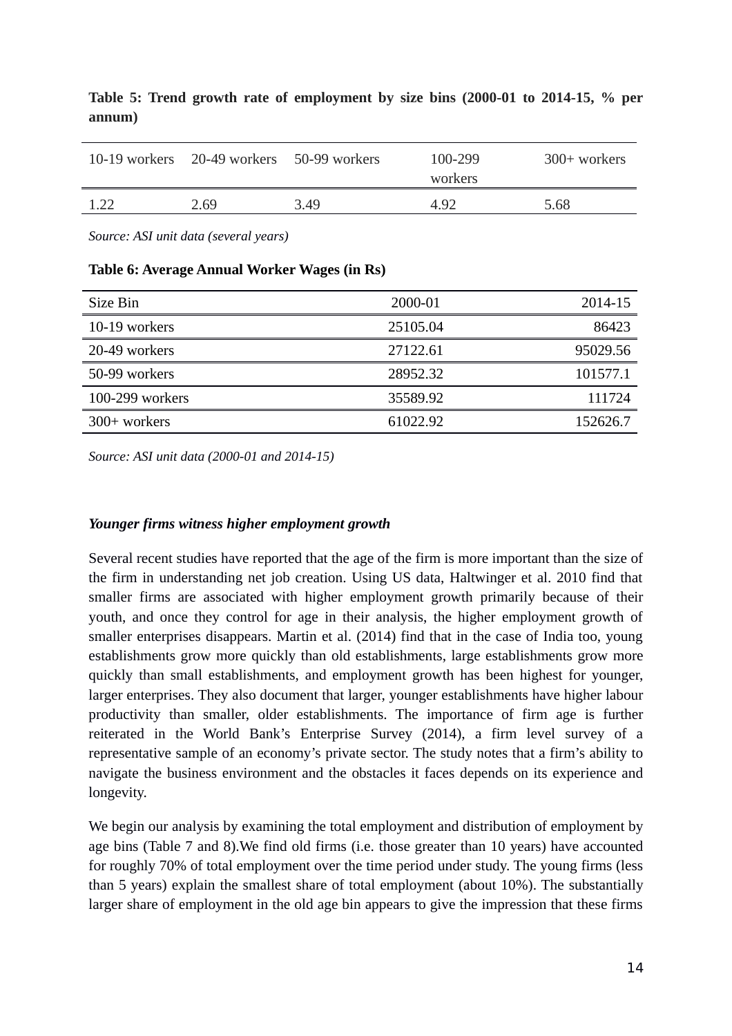**Table 5: Trend growth rate of employment by size bins (2000-01 to 2014-15, % per annum)**

| 10-19 workers | 20-49 workers | 50-99 workers | 100-299 workers | 300+ workers |
|---|---|---|---|---|
| 1.22 | 2.69 | 3.49 | 4.92 | 5.68 |

*Source: ASI unit data (several years)*

**Table 6: Average Annual Worker Wages (in Rs)**

| Size Bin | 2000-01 | 2014-15 |
|---|---|---|
| 10-19 workers | 25105.04 | 86423 |
| 20-49 workers | 27122.61 | 95029.56 |
| 50-99 workers | 28952.32 | 101577.1 |
| 100-299 workers | 35589.92 | 111724 |
| 300+ workers | 61022.92 | 152626.7 |

*Source: ASI unit data (2000-01 and 2014-15)*

***Younger firms witness higher employment growth***

Several recent studies have reported that the age of the firm is more important than the size of the firm in understanding net job creation. Using US data, Haltwinger et al. 2010 find that smaller firms are associated with higher employment growth primarily because of their youth, and once they control for age in their analysis, the higher employment growth of smaller enterprises disappears. Martin et al. (2014) find that in the case of India too, young establishments grow more quickly than old establishments, large establishments grow more quickly than small establishments, and employment growth has been highest for younger, larger enterprises. They also document that larger, younger establishments have higher labour productivity than smaller, older establishments. The importance of firm age is further reiterated in the World Bank's Enterprise Survey (2014), a firm level survey of a representative sample of an economy's private sector. The study notes that a firm's ability to navigate the business environment and the obstacles it faces depends on its experience and longevity.

We begin our analysis by examining the total employment and distribution of employment by age bins (Table 7 and 8).We find old firms (i.e. those greater than 10 years) have accounted for roughly 70% of total employment over the time period under study. The young firms (less than 5 years) explain the smallest share of total employment (about 10%). The substantially larger share of employment in the old age bin appears to give the impression that these firms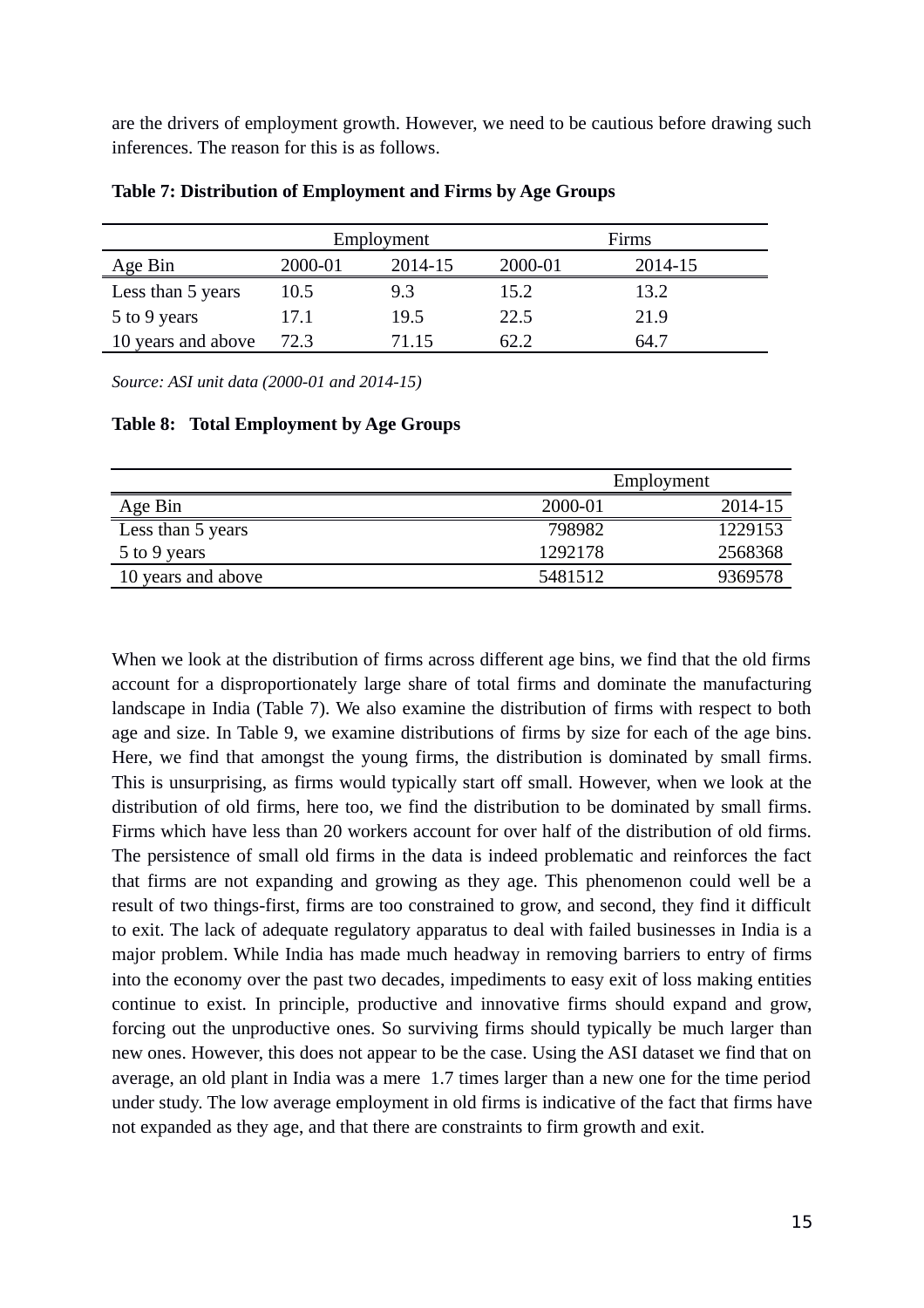are the drivers of employment growth. However, we need to be cautious before drawing such inferences. The reason for this is as follows.

**Table 7: Distribution of Employment and Firms by Age Groups**

| | Employment | | Firms | |
|---|---|---|---|---|
| Age Bin | 2000-01 | 2014-15 | 2000-01 | 2014-15 |
| Less than 5 years | 10.5 | 9.3 | 15.2 | 13.2 |
| 5 to 9 years | 17.1 | 19.5 | 22.5 | 21.9 |
| 10 years and above | 72.3 | 71.15 | 62.2 | 64.7 |

*Source: ASI unit data (2000-01 and 2014-15)*

**Table 8: Total Employment by Age Groups**

| | Employment | |
|---|---|---|
| Age Bin | 2000-01 | 2014-15 |
| Less than 5 years | 798982 | 1229153 |
| 5 to 9 years | 1292178 | 2568368 |
| 10 years and above | 5481512 | 9369578 |

When we look at the distribution of firms across different age bins, we find that the old firms account for a disproportionately large share of total firms and dominate the manufacturing landscape in India (Table 7). We also examine the distribution of firms with respect to both age and size. In Table 9, we examine distributions of firms by size for each of the age bins. Here, we find that amongst the young firms, the distribution is dominated by small firms. This is unsurprising, as firms would typically start off small. However, when we look at the distribution of old firms, here too, we find the distribution to be dominated by small firms. Firms which have less than 20 workers account for over half of the distribution of old firms. The persistence of small old firms in the data is indeed problematic and reinforces the fact that firms are not expanding and growing as they age. This phenomenon could well be a result of two things-first, firms are too constrained to grow, and second, they find it difficult to exit. The lack of adequate regulatory apparatus to deal with failed businesses in India is a major problem. While India has made much headway in removing barriers to entry of firms into the economy over the past two decades, impediments to easy exit of loss making entities continue to exist. In principle, productive and innovative firms should expand and grow, forcing out the unproductive ones. So surviving firms should typically be much larger than new ones. However, this does not appear to be the case. Using the ASI dataset we find that on average, an old plant in India was a mere 1.7 times larger than a new one for the time period under study. The low average employment in old firms is indicative of the fact that firms have not expanded as they age, and that there are constraints to firm growth and exit.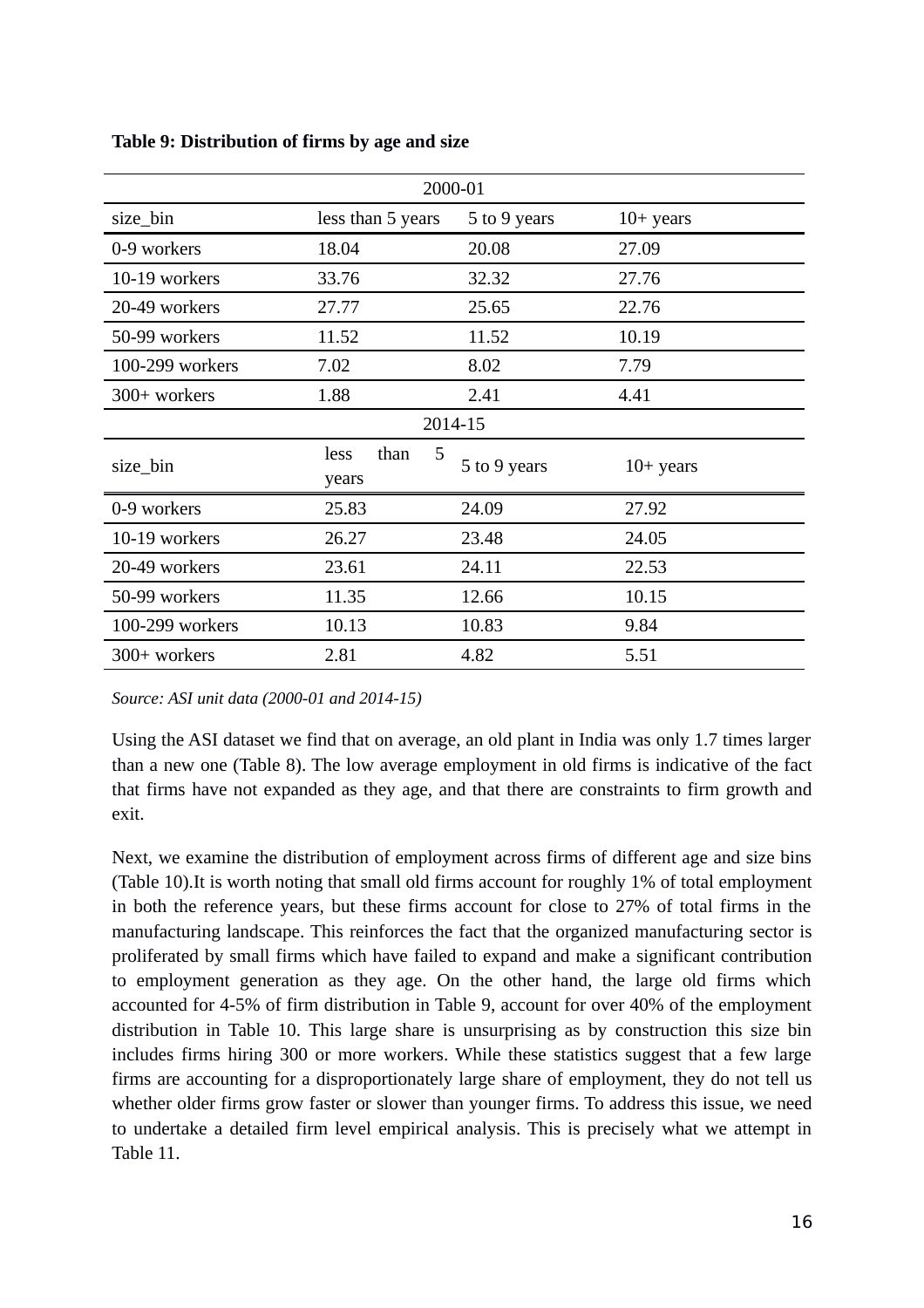**Table 9: Distribution of firms by age and size**

| 2000-01 | | | |
|---|---|---|---|
| size_bin | less than 5 years | 5 to 9 years | 10+ years |
| 0-9 workers | 18.04 | 20.08 | 27.09 |
| 10-19 workers | 33.76 | 32.32 | 27.76 |
| 20-49 workers | 27.77 | 25.65 | 22.76 |
| 50-99 workers | 11.52 | 11.52 | 10.19 |
| 100-299 workers | 7.02 | 8.02 | 7.79 |
| 300+ workers | 1.88 | 2.41 | 4.41 |
| **2014-15** | | | |
| size_bin | less than 5 years | 5 to 9 years | 10+ years |
| 0-9 workers | 25.83 | 24.09 | 27.92 |
| 10-19 workers | 26.27 | 23.48 | 24.05 |
| 20-49 workers | 23.61 | 24.11 | 22.53 |
| 50-99 workers | 11.35 | 12.66 | 10.15 |
| 100-299 workers | 10.13 | 10.83 | 9.84 |
| 300+ workers | 2.81 | 4.82 | 5.51 |

*Source: ASI unit data (2000-01 and 2014-15)*

Using the ASI dataset we find that on average, an old plant in India was only 1.7 times larger than a new one (Table 8). The low average employment in old firms is indicative of the fact that firms have not expanded as they age, and that there are constraints to firm growth and exit.

Next, we examine the distribution of employment across firms of different age and size bins (Table 10).It is worth noting that small old firms account for roughly 1% of total employment in both the reference years, but these firms account for close to 27% of total firms in the manufacturing landscape. This reinforces the fact that the organized manufacturing sector is proliferated by small firms which have failed to expand and make a significant contribution to employment generation as they age. On the other hand, the large old firms which accounted for 4-5% of firm distribution in Table 9, account for over 40% of the employment distribution in Table 10. This large share is unsurprising as by construction this size bin includes firms hiring 300 or more workers. While these statistics suggest that a few large firms are accounting for a disproportionately large share of employment, they do not tell us whether older firms grow faster or slower than younger firms. To address this issue, we need to undertake a detailed firm level empirical analysis. This is precisely what we attempt in Table 11.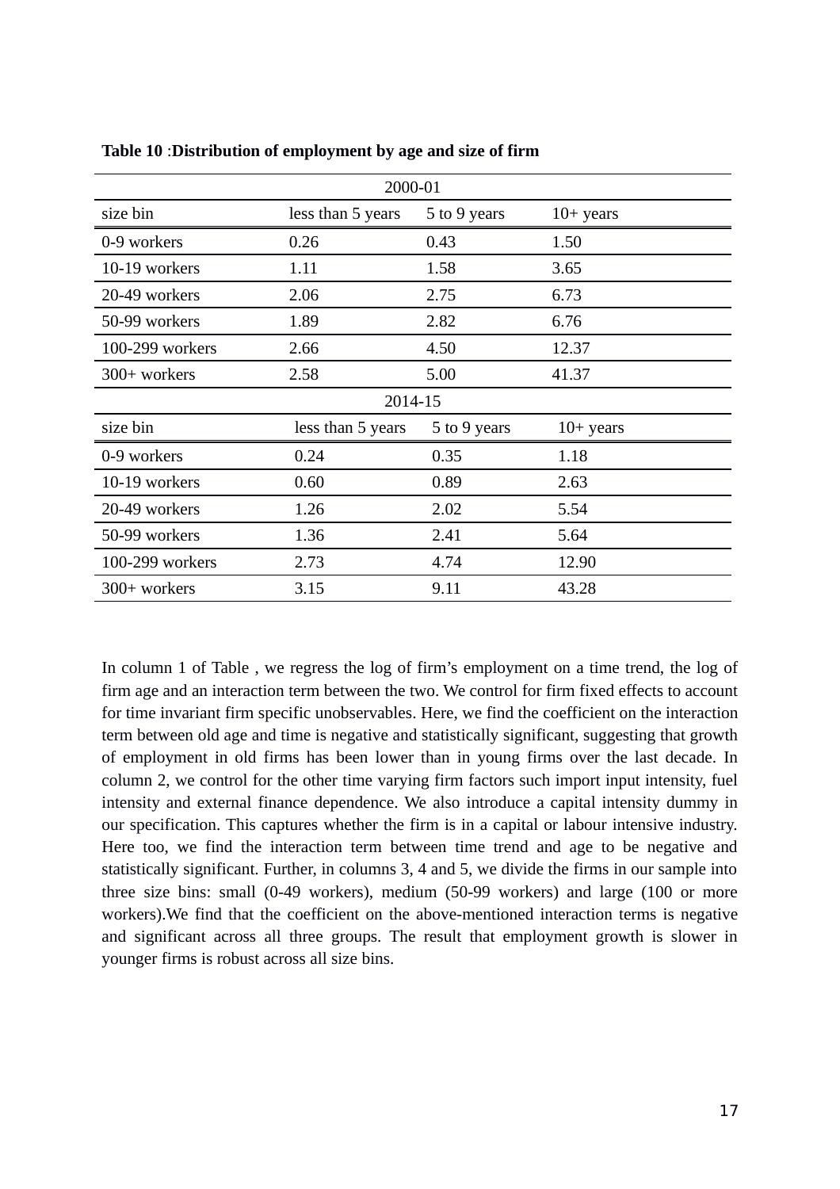**Table 10** :**Distribution of employment by age and size of firm**

| 2000-01 | | | |
|---|---|---|---|
| size bin | less than 5 years | 5 to 9 years | 10+ years |
| 0-9 workers | 0.26 | 0.43 | 1.50 |
| 10-19 workers | 1.11 | 1.58 | 3.65 |
| 20-49 workers | 2.06 | 2.75 | 6.73 |
| 50-99 workers | 1.89 | 2.82 | 6.76 |
| 100-299 workers | 2.66 | 4.50 | 12.37 |
| 300+ workers | 2.58 | 5.00 | 41.37 |
| **2014-15** | | | |
| size bin | less than 5 years | 5 to 9 years | 10+ years |
| 0-9 workers | 0.24 | 0.35 | 1.18 |
| 10-19 workers | 0.60 | 0.89 | 2.63 |
| 20-49 workers | 1.26 | 2.02 | 5.54 |
| 50-99 workers | 1.36 | 2.41 | 5.64 |
| 100-299 workers | 2.73 | 4.74 | 12.90 |
| 300+ workers | 3.15 | 9.11 | 43.28 |

In column 1 of Table , we regress the log of firm's employment on a time trend, the log of firm age and an interaction term between the two. We control for firm fixed effects to account for time invariant firm specific unobservables. Here, we find the coefficient on the interaction term between old age and time is negative and statistically significant, suggesting that growth of employment in old firms has been lower than in young firms over the last decade. In column 2, we control for the other time varying firm factors such import input intensity, fuel intensity and external finance dependence. We also introduce a capital intensity dummy in our specification. This captures whether the firm is in a capital or labour intensive industry. Here too, we find the interaction term between time trend and age to be negative and statistically significant. Further, in columns 3, 4 and 5, we divide the firms in our sample into three size bins: small (0-49 workers), medium (50-99 workers) and large (100 or more workers).We find that the coefficient on the above-mentioned interaction terms is negative and significant across all three groups. The result that employment growth is slower in younger firms is robust across all size bins.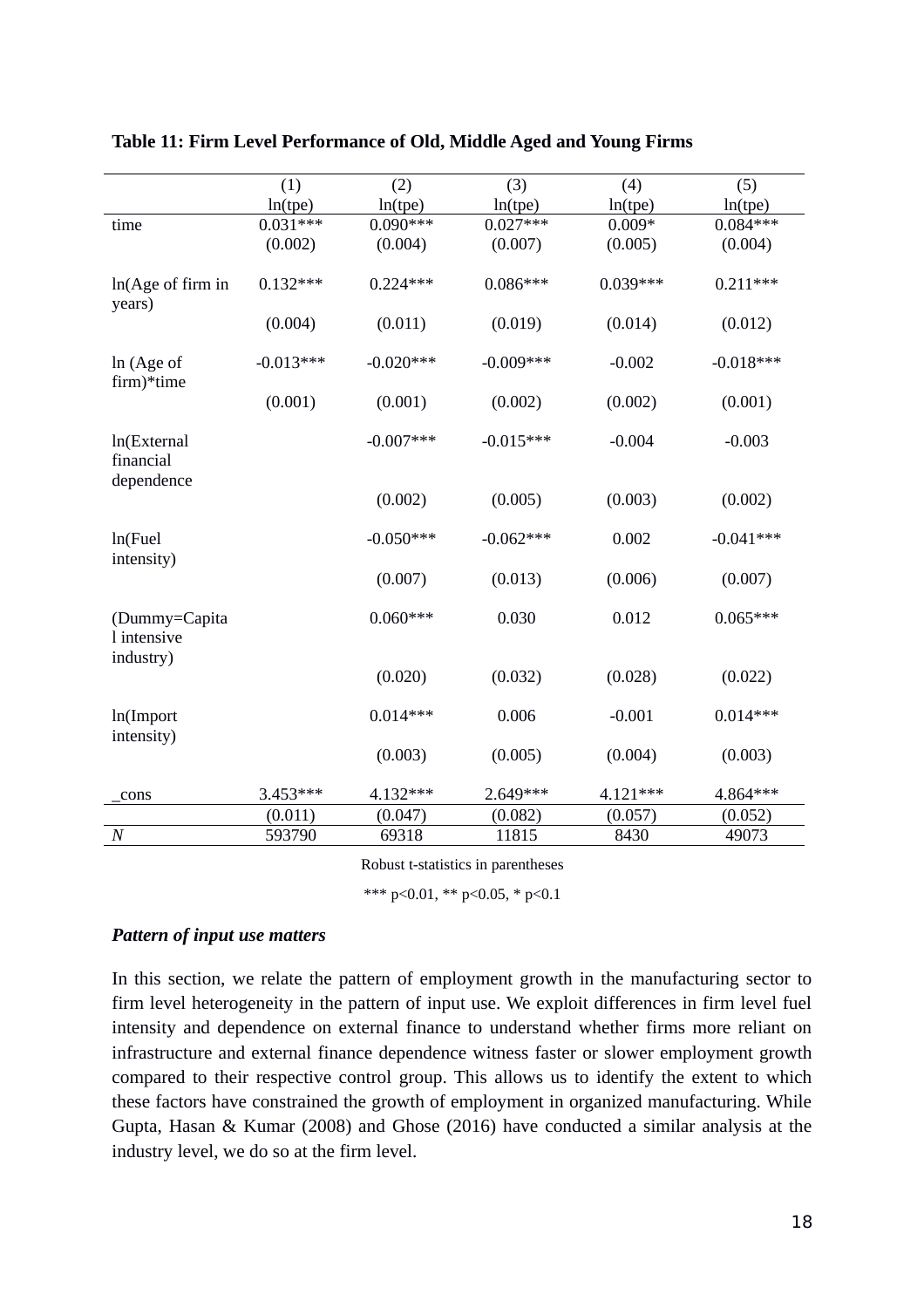**Table 11: Firm Level Performance of Old, Middle Aged and Young Firms**

| | (1) | (2) | (3) | (4) | (5) |
|---|---|---|---|---|---|
| | ln(tpe) | ln(tpe) | ln(tpe) | ln(tpe) | ln(tpe) |
| time | 0.031*** | 0.090*** | 0.027*** | 0.009* | 0.084*** |
| | (0.002) | (0.004) | (0.007) | (0.005) | (0.004) |
| ln(Age of firm in years) | 0.132*** | 0.224*** | 0.086*** | 0.039*** | 0.211*** |
| | (0.004) | (0.011) | (0.019) | (0.014) | (0.012) |
| ln (Age of firm)*time | -0.013*** | -0.020*** | -0.009*** | -0.002 | -0.018*** |
| | (0.001) | (0.001) | (0.002) | (0.002) | (0.001) |
| ln(External financial dependence | | -0.007*** | -0.015*** | -0.004 | -0.003 |
| | | (0.002) | (0.005) | (0.003) | (0.002) |
| ln(Fuel intensity) | | -0.050*** | -0.062*** | 0.002 | -0.041*** |
| | | (0.007) | (0.013) | (0.006) | (0.007) |
| (Dummy=Capital intensive industry) | | 0.060*** | 0.030 | 0.012 | 0.065*** |
| | | (0.020) | (0.032) | (0.028) | (0.022) |
| ln(Import intensity) | | 0.014*** | 0.006 | -0.001 | 0.014*** |
| | | (0.003) | (0.005) | (0.004) | (0.003) |
| _cons | 3.453*** | 4.132*** | 2.649*** | 4.121*** | 4.864*** |
| | (0.011) | (0.047) | (0.082) | (0.057) | (0.052) |
| *N* | 593790 | 69318 | 11815 | 8430 | 49073 |

Robust t-statistics in parentheses

*** $p<0.01$, ** $p<0.05$, * $p<0.1$

***Pattern of input use matters***

In this section, we relate the pattern of employment growth in the manufacturing sector to firm level heterogeneity in the pattern of input use. We exploit differences in firm level fuel intensity and dependence on external finance to understand whether firms more reliant on infrastructure and external finance dependence witness faster or slower employment growth compared to their respective control group. This allows us to identify the extent to which these factors have constrained the growth of employment in organized manufacturing. While Gupta, Hasan & Kumar (2008) and Ghose (2016) have conducted a similar analysis at the industry level, we do so at the firm level.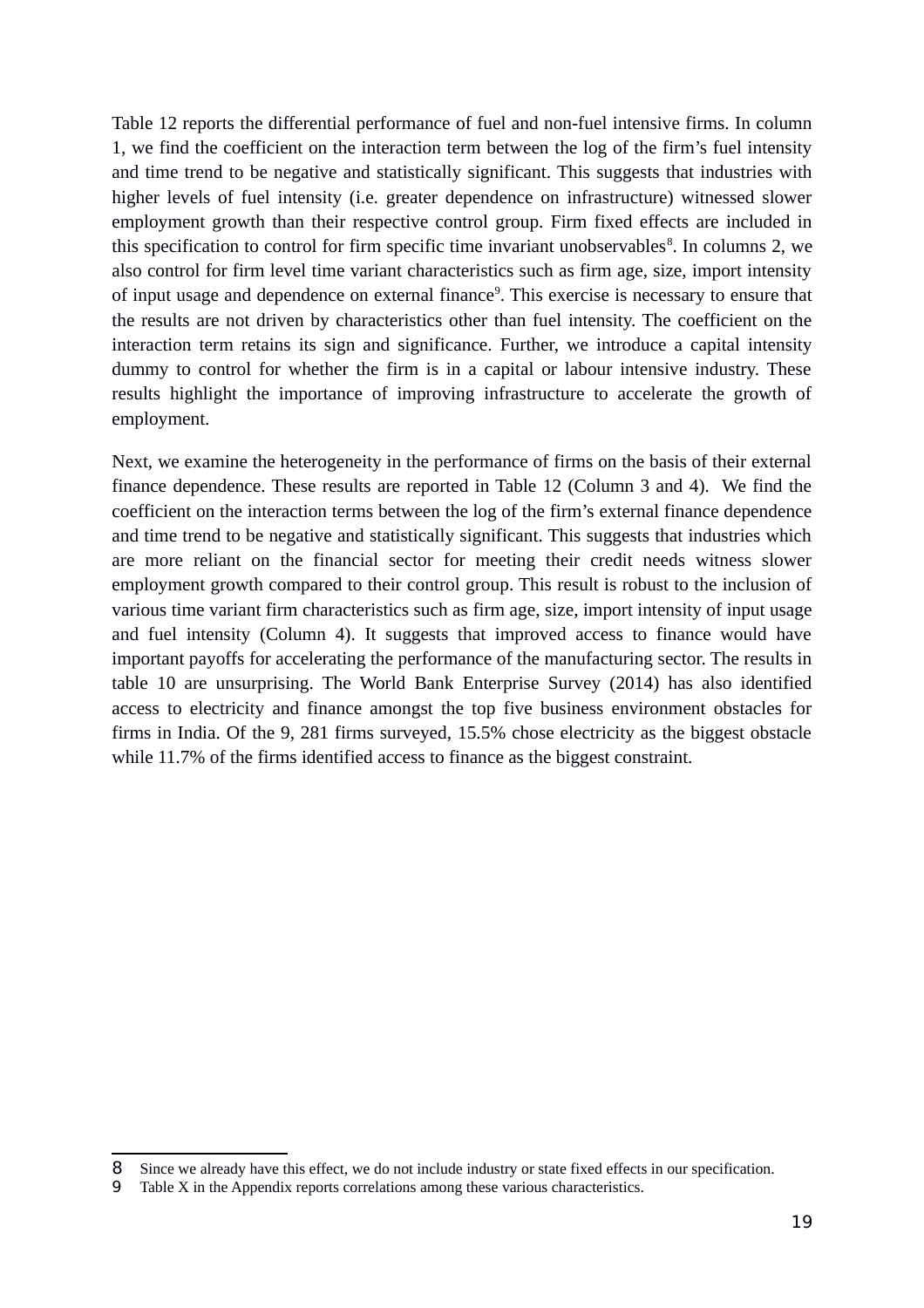Table 12 reports the differential performance of fuel and non-fuel intensive firms. In column 1, we find the coefficient on the interaction term between the log of the firm's fuel intensity and time trend to be negative and statistically significant. This suggests that industries with higher levels of fuel intensity (i.e. greater dependence on infrastructure) witnessed slower employment growth than their respective control group. Firm fixed effects are included in this specification to control for firm specific time invariant unobservables[8]. In columns 2, we also control for firm level time variant characteristics such as firm age, size, import intensity of input usage and dependence on external finance[9]. This exercise is necessary to ensure that the results are not driven by characteristics other than fuel intensity. The coefficient on the interaction term retains its sign and significance. Further, we introduce a capital intensity dummy to control for whether the firm is in a capital or labour intensive industry. These results highlight the importance of improving infrastructure to accelerate the growth of employment.

Next, we examine the heterogeneity in the performance of firms on the basis of their external finance dependence. These results are reported in Table 12 (Column 3 and 4). We find the coefficient on the interaction terms between the log of the firm's external finance dependence and time trend to be negative and statistically significant. This suggests that industries which are more reliant on the financial sector for meeting their credit needs witness slower employment growth compared to their control group. This result is robust to the inclusion of various time variant firm characteristics such as firm age, size, import intensity of input usage and fuel intensity (Column 4). It suggests that improved access to finance would have important payoffs for accelerating the performance of the manufacturing sector. The results in table 10 are unsurprising. The World Bank Enterprise Survey (2014) has also identified access to electricity and finance amongst the top five business environment obstacles for firms in India. Of the 9, 281 firms surveyed, 15.5% chose electricity as the biggest obstacle while 11.7% of the firms identified access to finance as the biggest constraint.

---

8 Since we already have this effect, we do not include industry or state fixed effects in our specification.

9 Table X in the Appendix reports correlations among these various characteristics.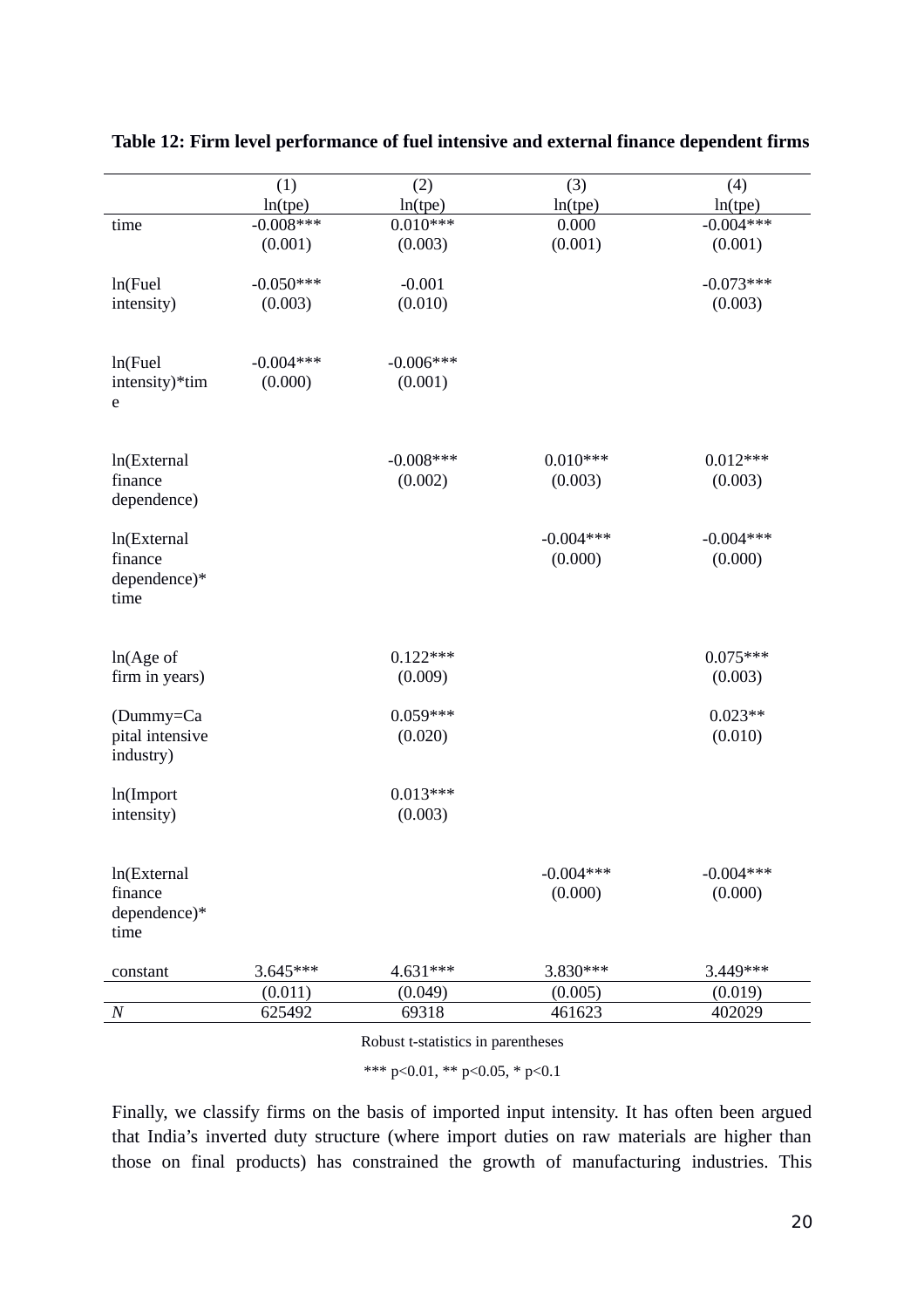**Table 12: Firm level performance of fuel intensive and external finance dependent firms**

| | (1) | (2) | (3) | (4) |
|---|---|---|---|---|
| | ln(tpe) | ln(tpe) | ln(tpe) | ln(tpe) |
| time | -0.008*** | 0.010*** | 0.000 | -0.004*** |
| | (0.001) | (0.003) | (0.001) | (0.001) |
| ln(Fuel intensity) | -0.050*** | -0.001 | | -0.073*** |
| | (0.003) | (0.010) | | (0.003) |
| ln(Fuel intensity)*time | -0.004*** | -0.006*** | | |
| | (0.000) | (0.001) | | |
| ln(External finance dependence) | | -0.008*** | 0.010*** | 0.012*** |
| | | (0.002) | (0.003) | (0.003) |
| ln(External finance dependence)*time | | | -0.004*** | -0.004*** |
| | | | (0.000) | (0.000) |
| ln(Age of firm in years) | | 0.122*** | | 0.075*** |
| | | (0.009) | | (0.003) |
| (Dummy=Capital intensive industry) | | 0.059*** | | 0.023** |
| | | (0.020) | | (0.010) |
| ln(Import intensity) | | 0.013*** | | |
| | | (0.003) | | |
| ln(External finance dependence)*time | | | -0.004*** | -0.004*** |
| | | | (0.000) | (0.000) |
| constant | 3.645*** | 4.631*** | 3.830*** | 3.449*** |
| | (0.011) | (0.049) | (0.005) | (0.019) |
| *N* | 625492 | 69318 | 461623 | 402029 |

Robust t-statistics in parentheses

*** $p<0.01$, ** $p<0.05$, * $p<0.1$

Finally, we classify firms on the basis of imported input intensity. It has often been argued that India's inverted duty structure (where import duties on raw materials are higher than those on final products) has constrained the growth of manufacturing industries. This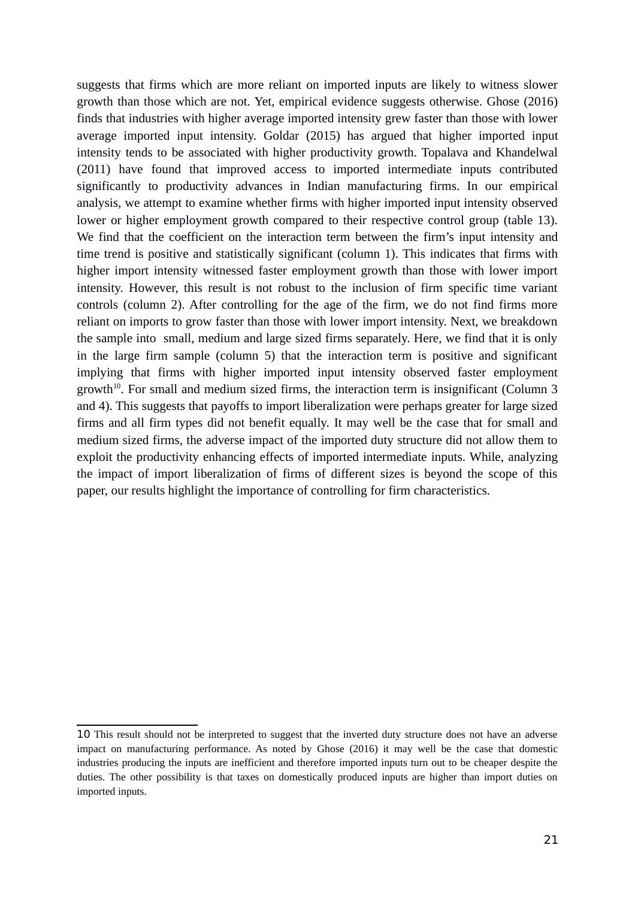suggests that firms which are more reliant on imported inputs are likely to witness slower growth than those which are not. Yet, empirical evidence suggests otherwise. Ghose (2016) finds that industries with higher average imported intensity grew faster than those with lower average imported input intensity. Goldar (2015) has argued that higher imported input intensity tends to be associated with higher productivity growth. Topalava and Khandelwal (2011) have found that improved access to imported intermediate inputs contributed significantly to productivity advances in Indian manufacturing firms. In our empirical analysis, we attempt to examine whether firms with higher imported input intensity observed lower or higher employment growth compared to their respective control group (table 13). We find that the coefficient on the interaction term between the firm's input intensity and time trend is positive and statistically significant (column 1). This indicates that firms with higher import intensity witnessed faster employment growth than those with lower import intensity. However, this result is not robust to the inclusion of firm specific time variant controls (column 2). After controlling for the age of the firm, we do not find firms more reliant on imports to grow faster than those with lower import intensity. Next, we breakdown the sample into small, medium and large sized firms separately. Here, we find that it is only in the large firm sample (column 5) that the interaction term is positive and significant implying that firms with higher imported input intensity observed faster employment growth[10]. For small and medium sized firms, the interaction term is insignificant (Column 3 and 4). This suggests that payoffs to import liberalization were perhaps greater for large sized firms and all firm types did not benefit equally. It may well be the case that for small and medium sized firms, the adverse impact of the imported duty structure did not allow them to exploit the productivity enhancing effects of imported intermediate inputs. While, analyzing the impact of import liberalization of firms of different sizes is beyond the scope of this paper, our results highlight the importance of controlling for firm characteristics.

[10] This result should not be interpreted to suggest that the inverted duty structure does not have an adverse impact on manufacturing performance. As noted by Ghose (2016) it may well be the case that domestic industries producing the inputs are inefficient and therefore imported inputs turn out to be cheaper despite the duties. The other possibility is that taxes on domestically produced inputs are higher than import duties on imported inputs.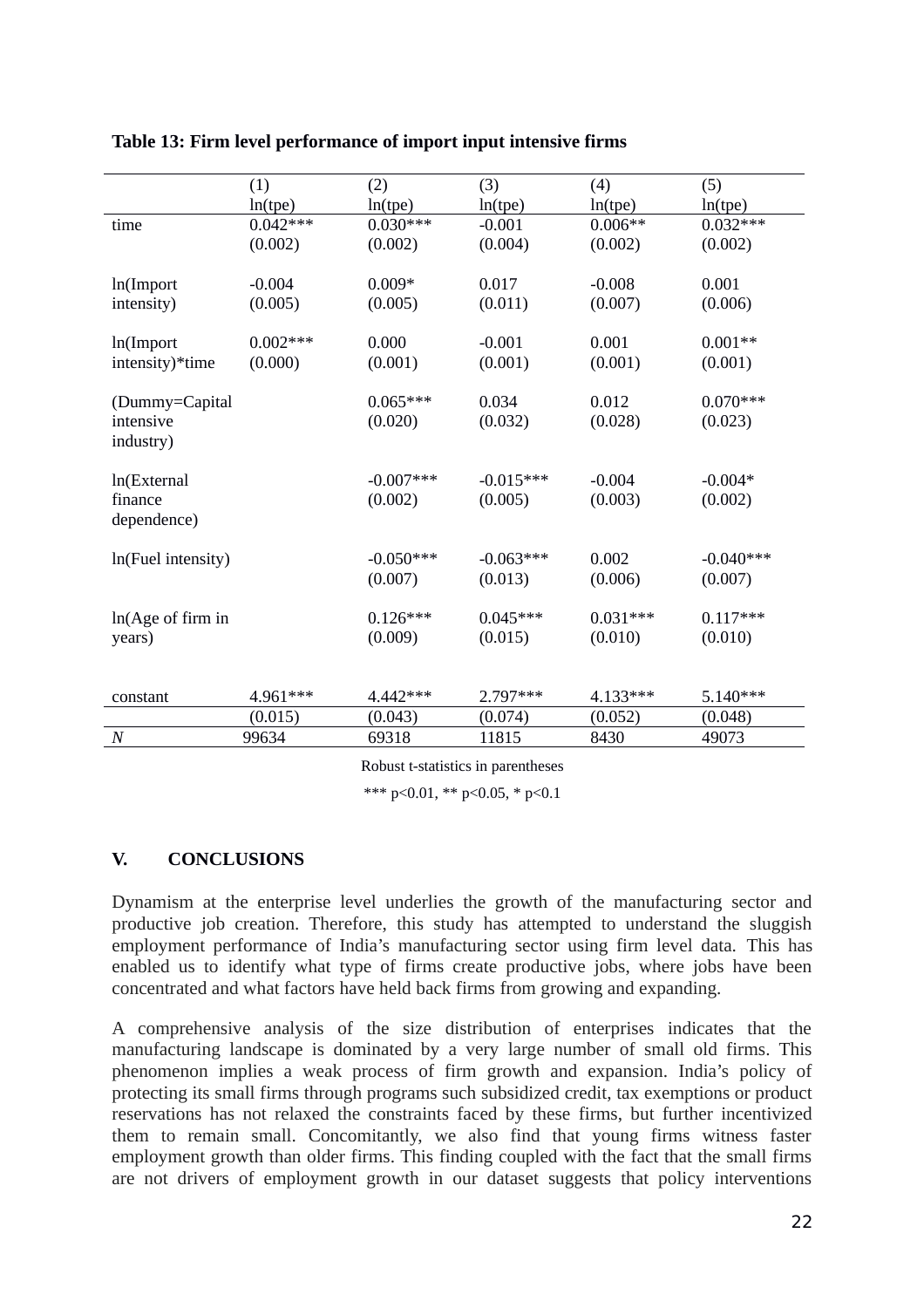**Table 13: Firm level performance of import input intensive firms**

| | (1) | (2) | (3) | (4) | (5) |
|---|---|---|---|---|---|
| | ln(tpe) | ln(tpe) | ln(tpe) | ln(tpe) | ln(tpe) |
| time | 0.042*** | 0.030*** | -0.001 | 0.006** | 0.032*** |
| | (0.002) | (0.002) | (0.004) | (0.002) | (0.002) |
| ln(Import intensity) | -0.004 | 0.009* | 0.017 | -0.008 | 0.001 |
| | (0.005) | (0.005) | (0.011) | (0.007) | (0.006) |
| ln(Import intensity)*time | 0.002*** | 0.000 | -0.001 | 0.001 | 0.001** |
| | (0.000) | (0.001) | (0.001) | (0.001) | (0.001) |
| (Dummy=Capital intensive industry) | | 0.065*** | 0.034 | 0.012 | 0.070*** |
| | | (0.020) | (0.032) | (0.028) | (0.023) |
| ln(External finance dependence) | | -0.007*** | -0.015*** | -0.004 | -0.004* |
| | | (0.002) | (0.005) | (0.003) | (0.002) |
| ln(Fuel intensity) | | -0.050*** | -0.063*** | 0.002 | -0.040*** |
| | | (0.007) | (0.013) | (0.006) | (0.007) |
| ln(Age of firm in years) | | 0.126*** | 0.045*** | 0.031*** | 0.117*** |
| | | (0.009) | (0.015) | (0.010) | (0.010) |
| constant | 4.961*** | 4.442*** | 2.797*** | 4.133*** | 5.140*** |
| | (0.015) | (0.043) | (0.074) | (0.052) | (0.048) |
| *N* | 99634 | 69318 | 11815 | 8430 | 49073 |

Robust t-statistics in parentheses

*** p<0.01, ** p<0.05, * p<0.1

## V. CONCLUSIONS

Dynamism at the enterprise level underlies the growth of the manufacturing sector and productive job creation. Therefore, this study has attempted to understand the sluggish employment performance of India's manufacturing sector using firm level data. This has enabled us to identify what type of firms create productive jobs, where jobs have been concentrated and what factors have held back firms from growing and expanding.

A comprehensive analysis of the size distribution of enterprises indicates that the manufacturing landscape is dominated by a very large number of small old firms. This phenomenon implies a weak process of firm growth and expansion. India's policy of protecting its small firms through programs such subsidized credit, tax exemptions or product reservations has not relaxed the constraints faced by these firms, but further incentivized them to remain small. Concomitantly, we also find that young firms witness faster employment growth than older firms. This finding coupled with the fact that the small firms are not drivers of employment growth in our dataset suggests that policy interventions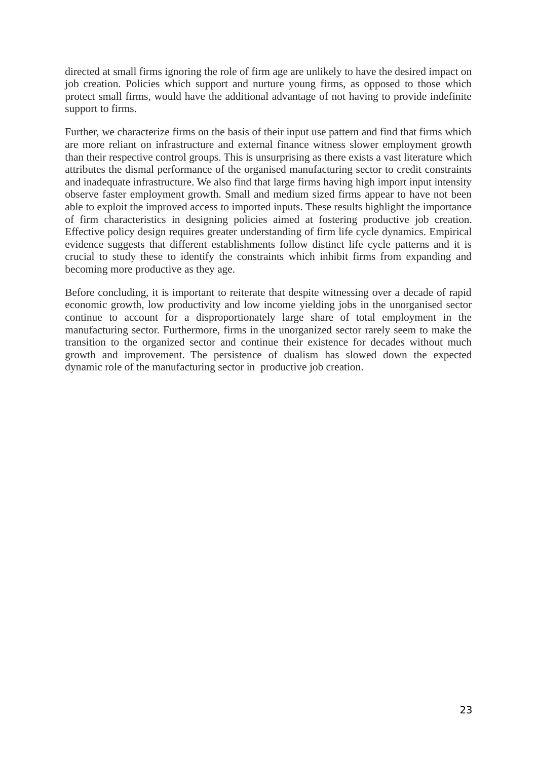directed at small firms ignoring the role of firm age are unlikely to have the desired impact on job creation. Policies which support and nurture young firms, as opposed to those which protect small firms, would have the additional advantage of not having to provide indefinite support to firms.

Further, we characterize firms on the basis of their input use pattern and find that firms which are more reliant on infrastructure and external finance witness slower employment growth than their respective control groups. This is unsurprising as there exists a vast literature which attributes the dismal performance of the organised manufacturing sector to credit constraints and inadequate infrastructure. We also find that large firms having high import input intensity observe faster employment growth. Small and medium sized firms appear to have not been able to exploit the improved access to imported inputs. These results highlight the importance of firm characteristics in designing policies aimed at fostering productive job creation. Effective policy design requires greater understanding of firm life cycle dynamics. Empirical evidence suggests that different establishments follow distinct life cycle patterns and it is crucial to study these to identify the constraints which inhibit firms from expanding and becoming more productive as they age.

Before concluding, it is important to reiterate that despite witnessing over a decade of rapid economic growth, low productivity and low income yielding jobs in the unorganised sector continue to account for a disproportionately large share of total employment in the manufacturing sector. Furthermore, firms in the unorganized sector rarely seem to make the transition to the organized sector and continue their existence for decades without much growth and improvement. The persistence of dualism has slowed down the expected dynamic role of the manufacturing sector in productive job creation.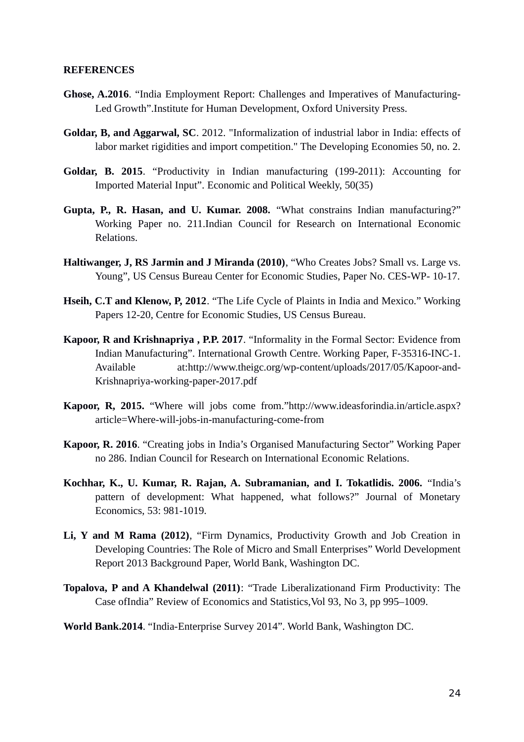**REFERENCES**

**Ghose, A.2016**. "India Employment Report: Challenges and Imperatives of Manufacturing-Led Growth".Institute for Human Development, Oxford University Press.

**Goldar, B, and Aggarwal, SC**. 2012. "Informalization of industrial labor in India: effects of labor market rigidities and import competition." The Developing Economies 50, no. 2.

**Goldar, B. 2015**. "Productivity in Indian manufacturing (199-2011): Accounting for Imported Material Input". Economic and Political Weekly, 50(35)

**Gupta, P., R. Hasan, and U. Kumar. 2008.** "What constrains Indian manufacturing?" Working Paper no. 211.Indian Council for Research on International Economic Relations.

**Haltiwanger, J, RS Jarmin and J Miranda (2010)**, "Who Creates Jobs? Small vs. Large vs. Young", US Census Bureau Center for Economic Studies, Paper No. CES-WP- 10-17.

**Hseih, C.T and Klenow, P, 2012**. "The Life Cycle of Plaints in India and Mexico." Working Papers 12-20, Centre for Economic Studies, US Census Bureau.

**Kapoor, R and Krishnapriya , P.P. 2017**. "Informality in the Formal Sector: Evidence from Indian Manufacturing". International Growth Centre. Working Paper, F-35316-INC-1. Available at:http://www.theigc.org/wp-content/uploads/2017/05/Kapoor-and-Krishnapriya-working-paper-2017.pdf

**Kapoor, R, 2015.** "Where will jobs come from."http://www.ideasforindia.in/article.aspx?article=Where-will-jobs-in-manufacturing-come-from

**Kapoor, R. 2016**. "Creating jobs in India's Organised Manufacturing Sector" Working Paper no 286. Indian Council for Research on International Economic Relations.

**Kochhar, K., U. Kumar, R. Rajan, A. Subramanian, and I. Tokatlidis. 2006.** "India's pattern of development: What happened, what follows?" Journal of Monetary Economics, 53: 981-1019.

**Li, Y and M Rama (2012)**, "Firm Dynamics, Productivity Growth and Job Creation in Developing Countries: The Role of Micro and Small Enterprises" World Development Report 2013 Background Paper, World Bank, Washington DC.

**Topalova, P and A Khandelwal (2011)**: "Trade Liberalizationand Firm Productivity: The Case ofIndia" Review of Economics and Statistics,Vol 93, No 3, pp 995–1009.

**World Bank.2014**. "India-Enterprise Survey 2014". World Bank, Washington DC.